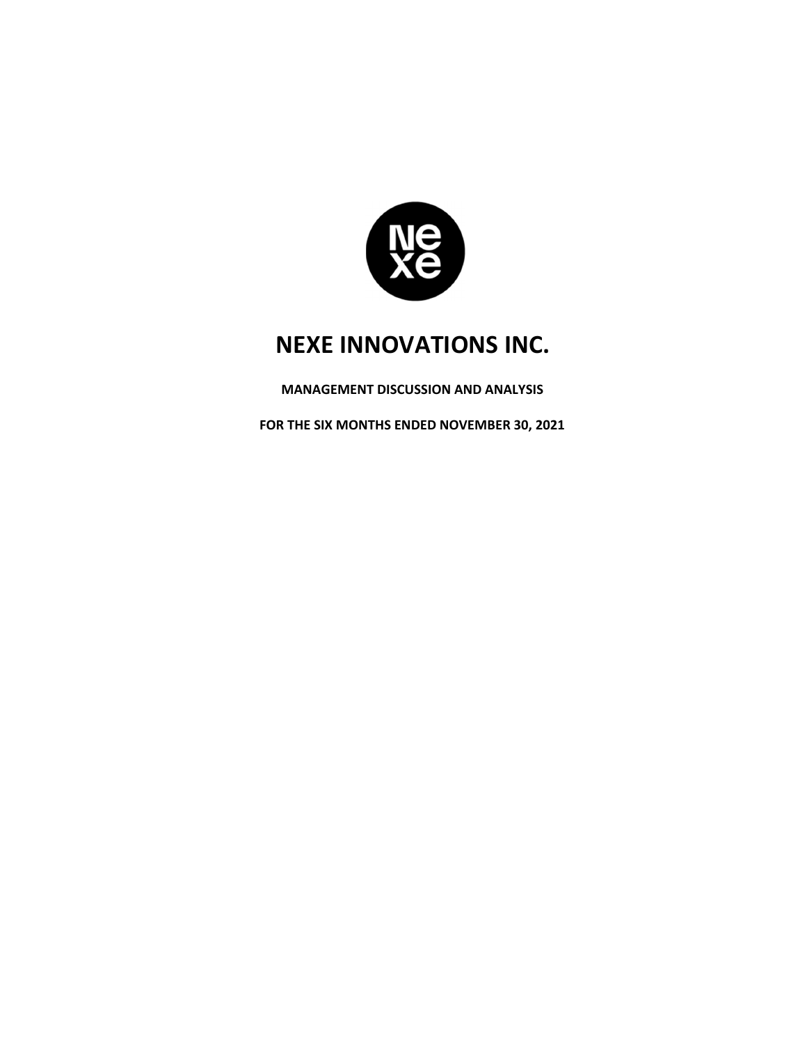# NEXE INNOVATIONS INC.

**MANAGEMENT DISCUSSION AND ANALYSIS**

**FOR THE SIX MONTHS ENDED NOVEMBER 30, 2021**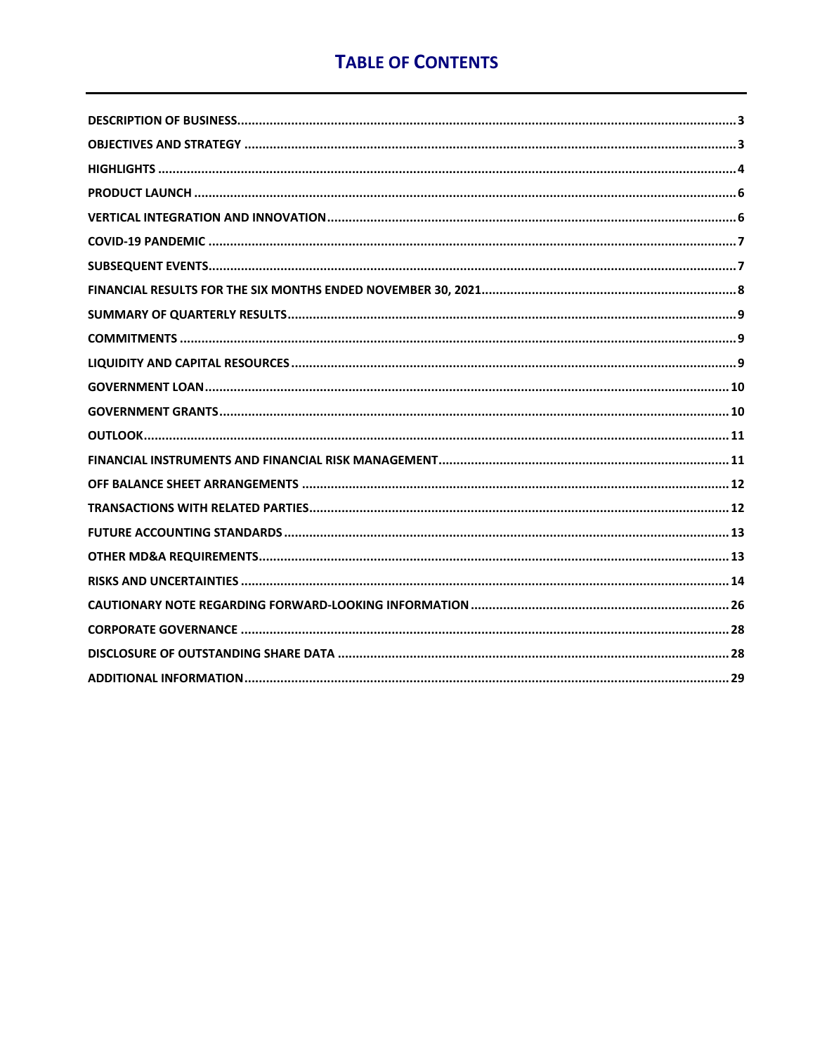# TABLE OF CONTENTS

| | |
|---|---|
| DESCRIPTION OF BUSINESS | 3 |
| OBJECTIVES AND STRATEGY | 3 |
| HIGHLIGHTS | 4 |
| PRODUCT LAUNCH | 6 |
| VERTICAL INTEGRATION AND INNOVATION | 6 |
| COVID-19 PANDEMIC | 7 |
| SUBSEQUENT EVENTS | 7 |
| FINANCIAL RESULTS FOR THE SIX MONTHS ENDED NOVEMBER 30, 2021 | 8 |
| SUMMARY OF QUARTERLY RESULTS | 9 |
| COMMITMENTS | 9 |
| LIQUIDITY AND CAPITAL RESOURCES | 9 |
| GOVERNMENT LOAN | 10 |
| GOVERNMENT GRANTS | 10 |
| OUTLOOK | 11 |
| FINANCIAL INSTRUMENTS AND FINANCIAL RISK MANAGEMENT | 11 |
| OFF BALANCE SHEET ARRANGEMENTS | 12 |
| TRANSACTIONS WITH RELATED PARTIES | 12 |
| FUTURE ACCOUNTING STANDARDS | 13 |
| OTHER MD&A REQUIREMENTS | 13 |
| RISKS AND UNCERTAINTIES | 14 |
| CAUTIONARY NOTE REGARDING FORWARD-LOOKING INFORMATION | 26 |
| CORPORATE GOVERNANCE | 28 |
| DISCLOSURE OF OUTSTANDING SHARE DATA | 28 |
| ADDITIONAL INFORMATION | 29 |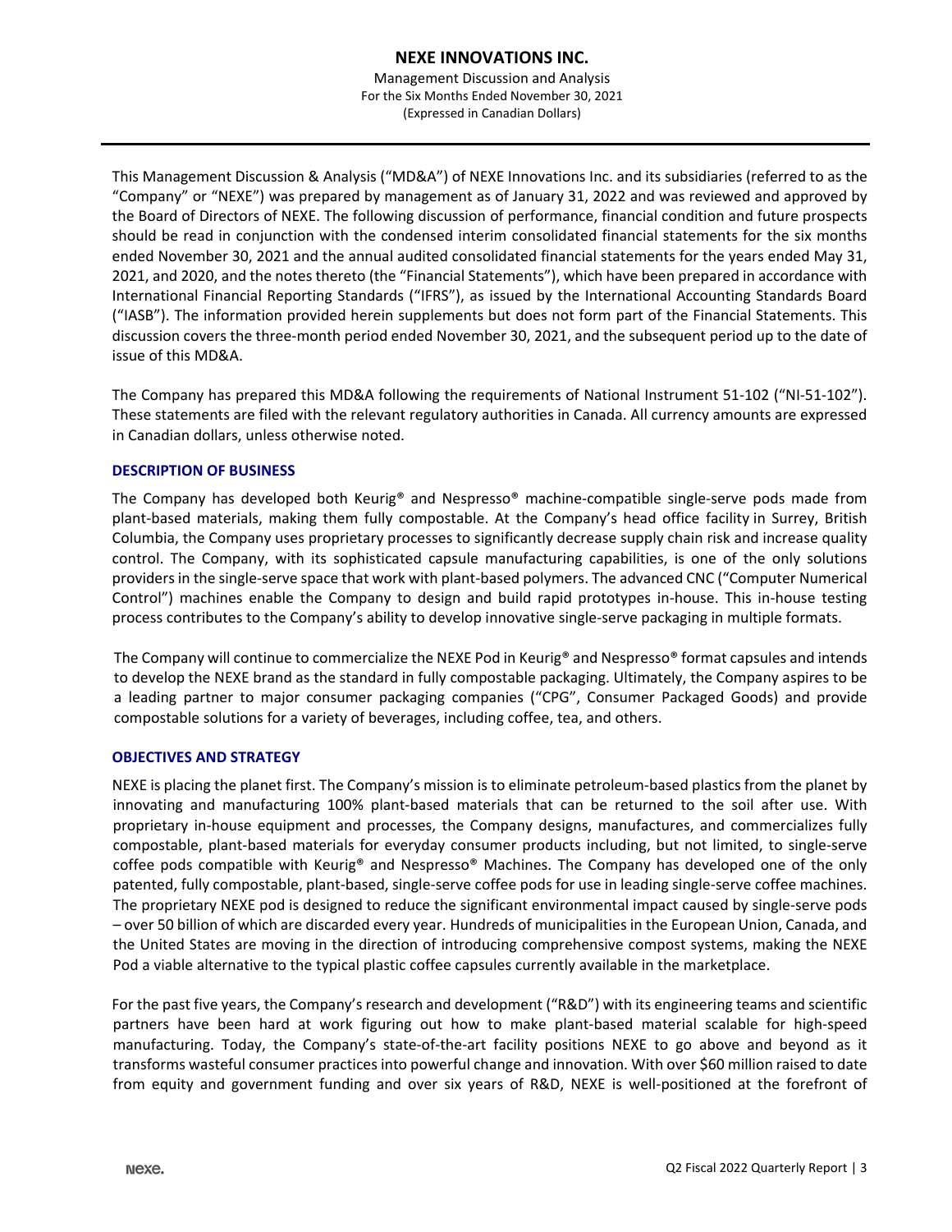This Management Discussion & Analysis ("MD&A") of NEXE Innovations Inc. and its subsidiaries (referred to as the "Company" or "NEXE") was prepared by management as of January 31, 2022 and was reviewed and approved by the Board of Directors of NEXE. The following discussion of performance, financial condition and future prospects should be read in conjunction with the condensed interim consolidated financial statements for the six months ended November 30, 2021 and the annual audited consolidated financial statements for the years ended May 31, 2021, and 2020, and the notes thereto (the "Financial Statements"), which have been prepared in accordance with International Financial Reporting Standards ("IFRS"), as issued by the International Accounting Standards Board ("IASB"). The information provided herein supplements but does not form part of the Financial Statements. This discussion covers the three-month period ended November 30, 2021, and the subsequent period up to the date of issue of this MD&A.

The Company has prepared this MD&A following the requirements of National Instrument 51-102 ("NI-51-102"). These statements are filed with the relevant regulatory authorities in Canada. All currency amounts are expressed in Canadian dollars, unless otherwise noted.

## DESCRIPTION OF BUSINESS

The Company has developed both Keurig® and Nespresso® machine-compatible single-serve pods made from plant-based materials, making them fully compostable. At the Company's head office facility in Surrey, British Columbia, the Company uses proprietary processes to significantly decrease supply chain risk and increase quality control. The Company, with its sophisticated capsule manufacturing capabilities, is one of the only solutions providers in the single-serve space that work with plant-based polymers. The advanced CNC ("Computer Numerical Control") machines enable the Company to design and build rapid prototypes in-house. This in-house testing process contributes to the Company's ability to develop innovative single-serve packaging in multiple formats.

The Company will continue to commercialize the NEXE Pod in Keurig® and Nespresso® format capsules and intends to develop the NEXE brand as the standard in fully compostable packaging. Ultimately, the Company aspires to be a leading partner to major consumer packaging companies ("CPG", Consumer Packaged Goods) and provide compostable solutions for a variety of beverages, including coffee, tea, and others.

## OBJECTIVES AND STRATEGY

NEXE is placing the planet first. The Company's mission is to eliminate petroleum-based plastics from the planet by innovating and manufacturing 100% plant-based materials that can be returned to the soil after use. With proprietary in-house equipment and processes, the Company designs, manufactures, and commercializes fully compostable, plant-based materials for everyday consumer products including, but not limited, to single-serve coffee pods compatible with Keurig® and Nespresso® Machines. The Company has developed one of the only patented, fully compostable, plant-based, single-serve coffee pods for use in leading single-serve coffee machines. The proprietary NEXE pod is designed to reduce the significant environmental impact caused by single-serve pods – over 50 billion of which are discarded every year. Hundreds of municipalities in the European Union, Canada, and the United States are moving in the direction of introducing comprehensive compost systems, making the NEXE Pod a viable alternative to the typical plastic coffee capsules currently available in the marketplace.

For the past five years, the Company's research and development ("R&D") with its engineering teams and scientific partners have been hard at work figuring out how to make plant-based material scalable for high-speed manufacturing. Today, the Company's state-of-the-art facility positions NEXE to go above and beyond as it transforms wasteful consumer practices into powerful change and innovation. With over $60 million raised to date from equity and government funding and over six years of R&D, NEXE is well-positioned at the forefront of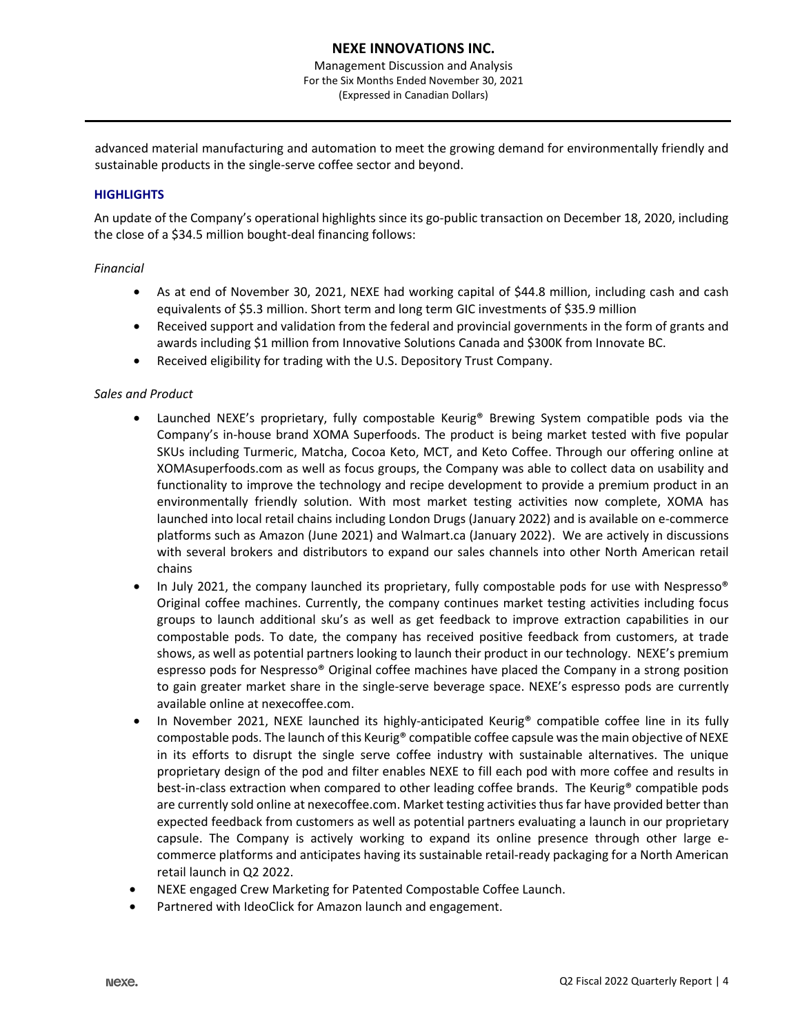advanced material manufacturing and automation to meet the growing demand for environmentally friendly and sustainable products in the single-serve coffee sector and beyond.

## HIGHLIGHTS

An update of the Company's operational highlights since its go-public transaction on December 18, 2020, including the close of a $34.5 million bought-deal financing follows:

*Financial*

- As at end of November 30, 2021, NEXE had working capital of $44.8 million, including cash and cash equivalents of $5.3 million. Short term and long term GIC investments of $35.9 million
- Received support and validation from the federal and provincial governments in the form of grants and awards including $1 million from Innovative Solutions Canada and $300K from Innovate BC.
- Received eligibility for trading with the U.S. Depository Trust Company.

*Sales and Product*

- Launched NEXE's proprietary, fully compostable Keurig® Brewing System compatible pods via the Company's in-house brand XOMA Superfoods. The product is being market tested with five popular SKUs including Turmeric, Matcha, Cocoa Keto, MCT, and Keto Coffee. Through our offering online at XOMAsuperfoods.com as well as focus groups, the Company was able to collect data on usability and functionality to improve the technology and recipe development to provide a premium product in an environmentally friendly solution. With most market testing activities now complete, XOMA has launched into local retail chains including London Drugs (January 2022) and is available on e-commerce platforms such as Amazon (June 2021) and Walmart.ca (January 2022). We are actively in discussions with several brokers and distributors to expand our sales channels into other North American retail chains
- In July 2021, the company launched its proprietary, fully compostable pods for use with Nespresso® Original coffee machines. Currently, the company continues market testing activities including focus groups to launch additional sku's as well as get feedback to improve extraction capabilities in our compostable pods. To date, the company has received positive feedback from customers, at trade shows, as well as potential partners looking to launch their product in our technology. NEXE's premium espresso pods for Nespresso® Original coffee machines have placed the Company in a strong position to gain greater market share in the single-serve beverage space. NEXE's espresso pods are currently available online at nexecoffee.com.
- In November 2021, NEXE launched its highly-anticipated Keurig® compatible coffee line in its fully compostable pods. The launch of this Keurig® compatible coffee capsule was the main objective of NEXE in its efforts to disrupt the single serve coffee industry with sustainable alternatives. The unique proprietary design of the pod and filter enables NEXE to fill each pod with more coffee and results in best-in-class extraction when compared to other leading coffee brands. The Keurig® compatible pods are currently sold online at nexecoffee.com. Market testing activities thus far have provided better than expected feedback from customers as well as potential partners evaluating a launch in our proprietary capsule. The Company is actively working to expand its online presence through other large e-commerce platforms and anticipates having its sustainable retail-ready packaging for a North American retail launch in Q2 2022.
- NEXE engaged Crew Marketing for Patented Compostable Coffee Launch.
- Partnered with IdeoClick for Amazon launch and engagement.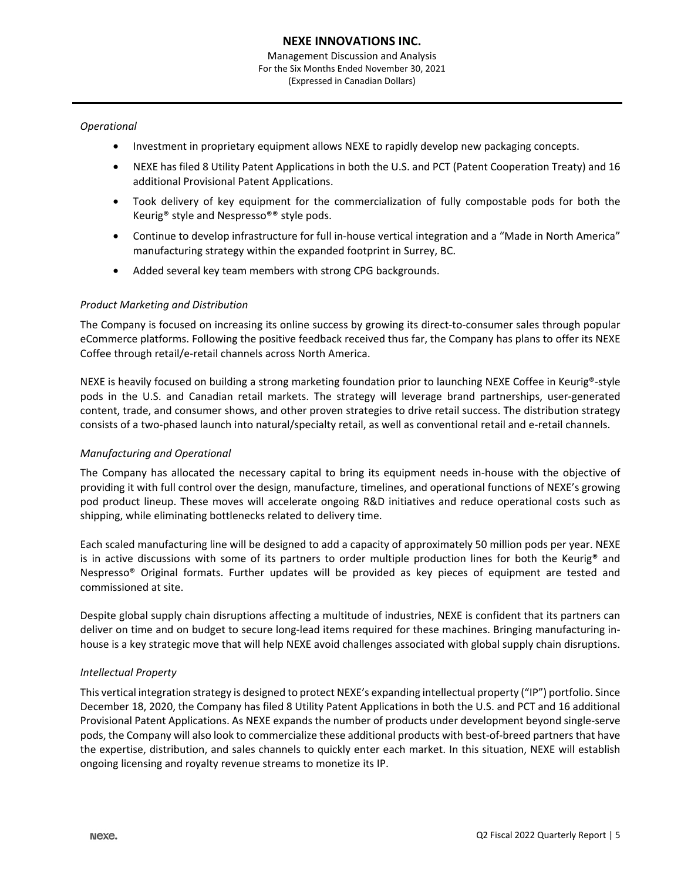*Operational*

- Investment in proprietary equipment allows NEXE to rapidly develop new packaging concepts.
- NEXE has filed 8 Utility Patent Applications in both the U.S. and PCT (Patent Cooperation Treaty) and 16 additional Provisional Patent Applications.
- Took delivery of key equipment for the commercialization of fully compostable pods for both the Keurig® style and Nespresso®® style pods.
- Continue to develop infrastructure for full in-house vertical integration and a "Made in North America" manufacturing strategy within the expanded footprint in Surrey, BC.
- Added several key team members with strong CPG backgrounds.

*Product Marketing and Distribution*

The Company is focused on increasing its online success by growing its direct-to-consumer sales through popular eCommerce platforms. Following the positive feedback received thus far, the Company has plans to offer its NEXE Coffee through retail/e-retail channels across North America.

NEXE is heavily focused on building a strong marketing foundation prior to launching NEXE Coffee in Keurig®-style pods in the U.S. and Canadian retail markets. The strategy will leverage brand partnerships, user-generated content, trade, and consumer shows, and other proven strategies to drive retail success. The distribution strategy consists of a two-phased launch into natural/specialty retail, as well as conventional retail and e-retail channels.

*Manufacturing and Operational*

The Company has allocated the necessary capital to bring its equipment needs in-house with the objective of providing it with full control over the design, manufacture, timelines, and operational functions of NEXE's growing pod product lineup. These moves will accelerate ongoing R&D initiatives and reduce operational costs such as shipping, while eliminating bottlenecks related to delivery time.

Each scaled manufacturing line will be designed to add a capacity of approximately 50 million pods per year. NEXE is in active discussions with some of its partners to order multiple production lines for both the Keurig® and Nespresso® Original formats. Further updates will be provided as key pieces of equipment are tested and commissioned at site.

Despite global supply chain disruptions affecting a multitude of industries, NEXE is confident that its partners can deliver on time and on budget to secure long-lead items required for these machines. Bringing manufacturing in-house is a key strategic move that will help NEXE avoid challenges associated with global supply chain disruptions.

*Intellectual Property*

This vertical integration strategy is designed to protect NEXE's expanding intellectual property ("IP") portfolio. Since December 18, 2020, the Company has filed 8 Utility Patent Applications in both the U.S. and PCT and 16 additional Provisional Patent Applications. As NEXE expands the number of products under development beyond single-serve pods, the Company will also look to commercialize these additional products with best-of-breed partners that have the expertise, distribution, and sales channels to quickly enter each market. In this situation, NEXE will establish ongoing licensing and royalty revenue streams to monetize its IP.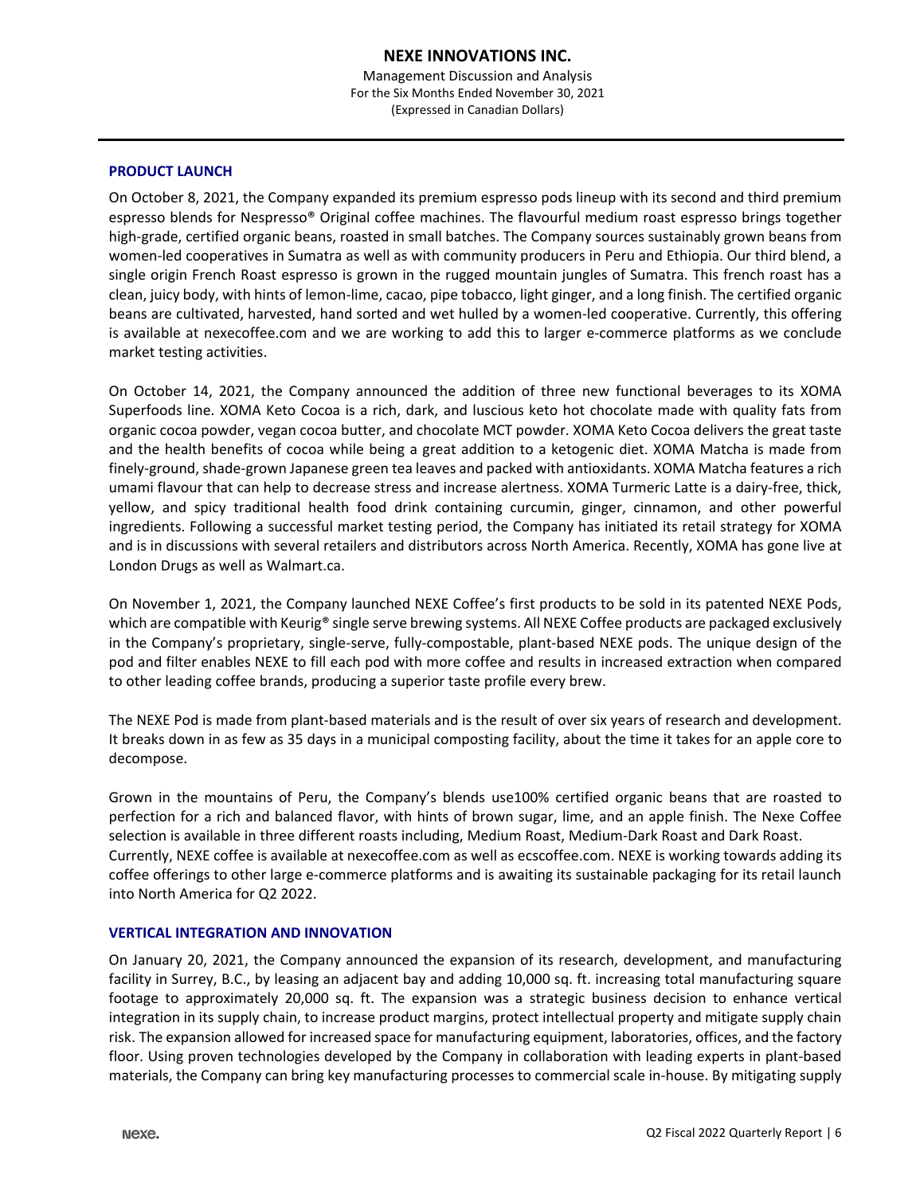## PRODUCT LAUNCH

On October 8, 2021, the Company expanded its premium espresso pods lineup with its second and third premium espresso blends for Nespresso® Original coffee machines. The flavourful medium roast espresso brings together high-grade, certified organic beans, roasted in small batches. The Company sources sustainably grown beans from women-led cooperatives in Sumatra as well as with community producers in Peru and Ethiopia. Our third blend, a single origin French Roast espresso is grown in the rugged mountain jungles of Sumatra. This french roast has a clean, juicy body, with hints of lemon-lime, cacao, pipe tobacco, light ginger, and a long finish. The certified organic beans are cultivated, harvested, hand sorted and wet hulled by a women-led cooperative. Currently, this offering is available at nexecoffee.com and we are working to add this to larger e-commerce platforms as we conclude market testing activities.

On October 14, 2021, the Company announced the addition of three new functional beverages to its XOMA Superfoods line. XOMA Keto Cocoa is a rich, dark, and luscious keto hot chocolate made with quality fats from organic cocoa powder, vegan cocoa butter, and chocolate MCT powder. XOMA Keto Cocoa delivers the great taste and the health benefits of cocoa while being a great addition to a ketogenic diet. XOMA Matcha is made from finely-ground, shade-grown Japanese green tea leaves and packed with antioxidants. XOMA Matcha features a rich umami flavour that can help to decrease stress and increase alertness. XOMA Turmeric Latte is a dairy-free, thick, yellow, and spicy traditional health food drink containing curcumin, ginger, cinnamon, and other powerful ingredients. Following a successful market testing period, the Company has initiated its retail strategy for XOMA and is in discussions with several retailers and distributors across North America. Recently, XOMA has gone live at London Drugs as well as Walmart.ca.

On November 1, 2021, the Company launched NEXE Coffee's first products to be sold in its patented NEXE Pods, which are compatible with Keurig® single serve brewing systems. All NEXE Coffee products are packaged exclusively in the Company's proprietary, single-serve, fully-compostable, plant-based NEXE pods. The unique design of the pod and filter enables NEXE to fill each pod with more coffee and results in increased extraction when compared to other leading coffee brands, producing a superior taste profile every brew.

The NEXE Pod is made from plant-based materials and is the result of over six years of research and development. It breaks down in as few as 35 days in a municipal composting facility, about the time it takes for an apple core to decompose.

Grown in the mountains of Peru, the Company's blends use100% certified organic beans that are roasted to perfection for a rich and balanced flavor, with hints of brown sugar, lime, and an apple finish. The Nexe Coffee selection is available in three different roasts including, Medium Roast, Medium-Dark Roast and Dark Roast. Currently, NEXE coffee is available at nexecoffee.com as well as ecscoffee.com. NEXE is working towards adding its coffee offerings to other large e-commerce platforms and is awaiting its sustainable packaging for its retail launch into North America for Q2 2022.

## VERTICAL INTEGRATION AND INNOVATION

On January 20, 2021, the Company announced the expansion of its research, development, and manufacturing facility in Surrey, B.C., by leasing an adjacent bay and adding 10,000 sq. ft. increasing total manufacturing square footage to approximately 20,000 sq. ft. The expansion was a strategic business decision to enhance vertical integration in its supply chain, to increase product margins, protect intellectual property and mitigate supply chain risk. The expansion allowed for increased space for manufacturing equipment, laboratories, offices, and the factory floor. Using proven technologies developed by the Company in collaboration with leading experts in plant-based materials, the Company can bring key manufacturing processes to commercial scale in-house. By mitigating supply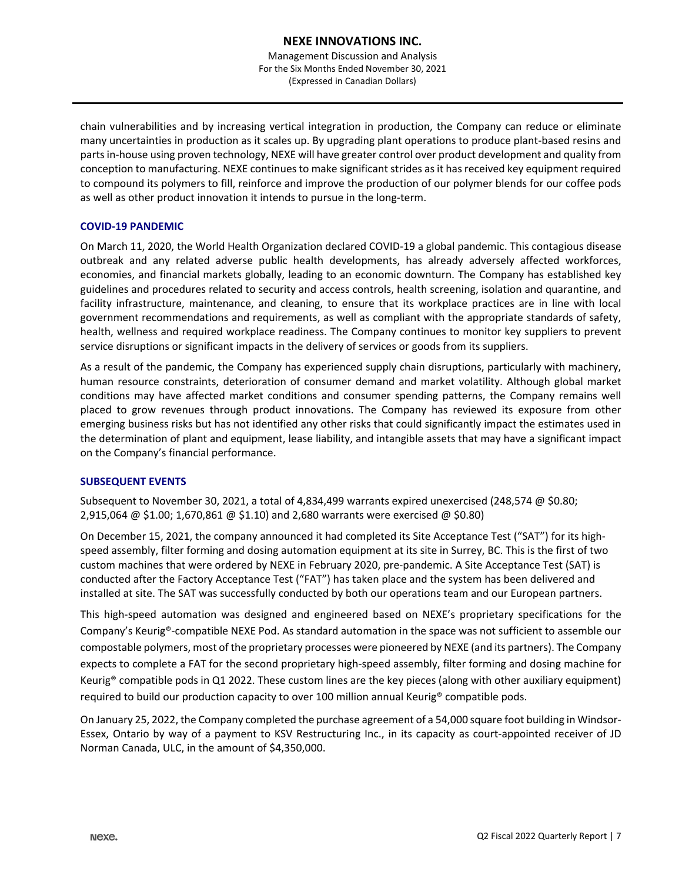chain vulnerabilities and by increasing vertical integration in production, the Company can reduce or eliminate many uncertainties in production as it scales up. By upgrading plant operations to produce plant-based resins and parts in-house using proven technology, NEXE will have greater control over product development and quality from conception to manufacturing. NEXE continues to make significant strides as it has received key equipment required to compound its polymers to fill, reinforce and improve the production of our polymer blends for our coffee pods as well as other product innovation it intends to pursue in the long-term.

## COVID-19 PANDEMIC

On March 11, 2020, the World Health Organization declared COVID-19 a global pandemic. This contagious disease outbreak and any related adverse public health developments, has already adversely affected workforces, economies, and financial markets globally, leading to an economic downturn. The Company has established key guidelines and procedures related to security and access controls, health screening, isolation and quarantine, and facility infrastructure, maintenance, and cleaning, to ensure that its workplace practices are in line with local government recommendations and requirements, as well as compliant with the appropriate standards of safety, health, wellness and required workplace readiness. The Company continues to monitor key suppliers to prevent service disruptions or significant impacts in the delivery of services or goods from its suppliers.

As a result of the pandemic, the Company has experienced supply chain disruptions, particularly with machinery, human resource constraints, deterioration of consumer demand and market volatility. Although global market conditions may have affected market conditions and consumer spending patterns, the Company remains well placed to grow revenues through product innovations. The Company has reviewed its exposure from other emerging business risks but has not identified any other risks that could significantly impact the estimates used in the determination of plant and equipment, lease liability, and intangible assets that may have a significant impact on the Company's financial performance.

## SUBSEQUENT EVENTS

Subsequent to November 30, 2021, a total of 4,834,499 warrants expired unexercised (248,574 @ $0.80; 2,915,064 @ $1.00; 1,670,861 @ $1.10) and 2,680 warrants were exercised @ $0.80)

On December 15, 2021, the company announced it had completed its Site Acceptance Test ("SAT") for its high-speed assembly, filter forming and dosing automation equipment at its site in Surrey, BC. This is the first of two custom machines that were ordered by NEXE in February 2020, pre-pandemic. A Site Acceptance Test (SAT) is conducted after the Factory Acceptance Test ("FAT") has taken place and the system has been delivered and installed at site. The SAT was successfully conducted by both our operations team and our European partners.

This high-speed automation was designed and engineered based on NEXE's proprietary specifications for the Company's Keurig®-compatible NEXE Pod. As standard automation in the space was not sufficient to assemble our compostable polymers, most of the proprietary processes were pioneered by NEXE (and its partners). The Company expects to complete a FAT for the second proprietary high-speed assembly, filter forming and dosing machine for Keurig® compatible pods in Q1 2022. These custom lines are the key pieces (along with other auxiliary equipment) required to build our production capacity to over 100 million annual Keurig® compatible pods.

On January 25, 2022, the Company completed the purchase agreement of a 54,000 square foot building in Windsor-Essex, Ontario by way of a payment to KSV Restructuring Inc., in its capacity as court-appointed receiver of JD Norman Canada, ULC, in the amount of $4,350,000.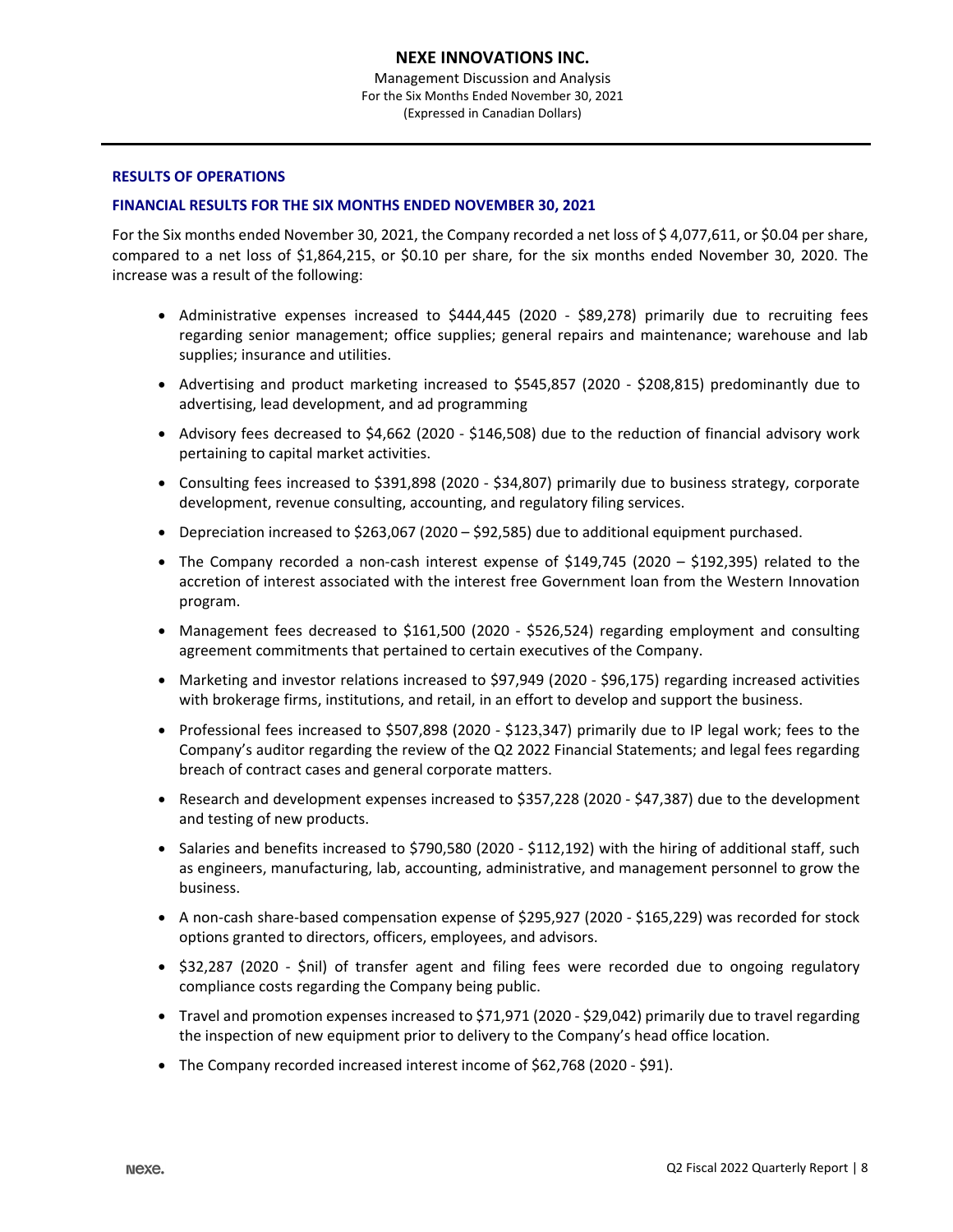## RESULTS OF OPERATIONS

### FINANCIAL RESULTS FOR THE SIX MONTHS ENDED NOVEMBER 30, 2021

For the Six months ended November 30, 2021, the Company recorded a net loss of $ 4,077,611, or $0.04 per share, compared to a net loss of $1,864,215, or $0.10 per share, for the six months ended November 30, 2020. The increase was a result of the following:

- Administrative expenses increased to $444,445 (2020 - $89,278) primarily due to recruiting fees regarding senior management; office supplies; general repairs and maintenance; warehouse and lab supplies; insurance and utilities.
- Advertising and product marketing increased to $545,857 (2020 - $208,815) predominantly due to advertising, lead development, and ad programming
- Advisory fees decreased to $4,662 (2020 - $146,508) due to the reduction of financial advisory work pertaining to capital market activities.
- Consulting fees increased to $391,898 (2020 - $34,807) primarily due to business strategy, corporate development, revenue consulting, accounting, and regulatory filing services.
- Depreciation increased to $263,067 (2020 – $92,585) due to additional equipment purchased.
- The Company recorded a non-cash interest expense of $149,745 (2020 – $192,395) related to the accretion of interest associated with the interest free Government loan from the Western Innovation program.
- Management fees decreased to $161,500 (2020 - $526,524) regarding employment and consulting agreement commitments that pertained to certain executives of the Company.
- Marketing and investor relations increased to $97,949 (2020 - $96,175) regarding increased activities with brokerage firms, institutions, and retail, in an effort to develop and support the business.
- Professional fees increased to $507,898 (2020 - $123,347) primarily due to IP legal work; fees to the Company's auditor regarding the review of the Q2 2022 Financial Statements; and legal fees regarding breach of contract cases and general corporate matters.
- Research and development expenses increased to $357,228 (2020 - $47,387) due to the development and testing of new products.
- Salaries and benefits increased to $790,580 (2020 - $112,192) with the hiring of additional staff, such as engineers, manufacturing, lab, accounting, administrative, and management personnel to grow the business.
- A non-cash share-based compensation expense of $295,927 (2020 - $165,229) was recorded for stock options granted to directors, officers, employees, and advisors.
- $32,287 (2020 - $nil) of transfer agent and filing fees were recorded due to ongoing regulatory compliance costs regarding the Company being public.
- Travel and promotion expenses increased to $71,971 (2020 - $29,042) primarily due to travel regarding the inspection of new equipment prior to delivery to the Company's head office location.
- The Company recorded increased interest income of $62,768 (2020 - $91).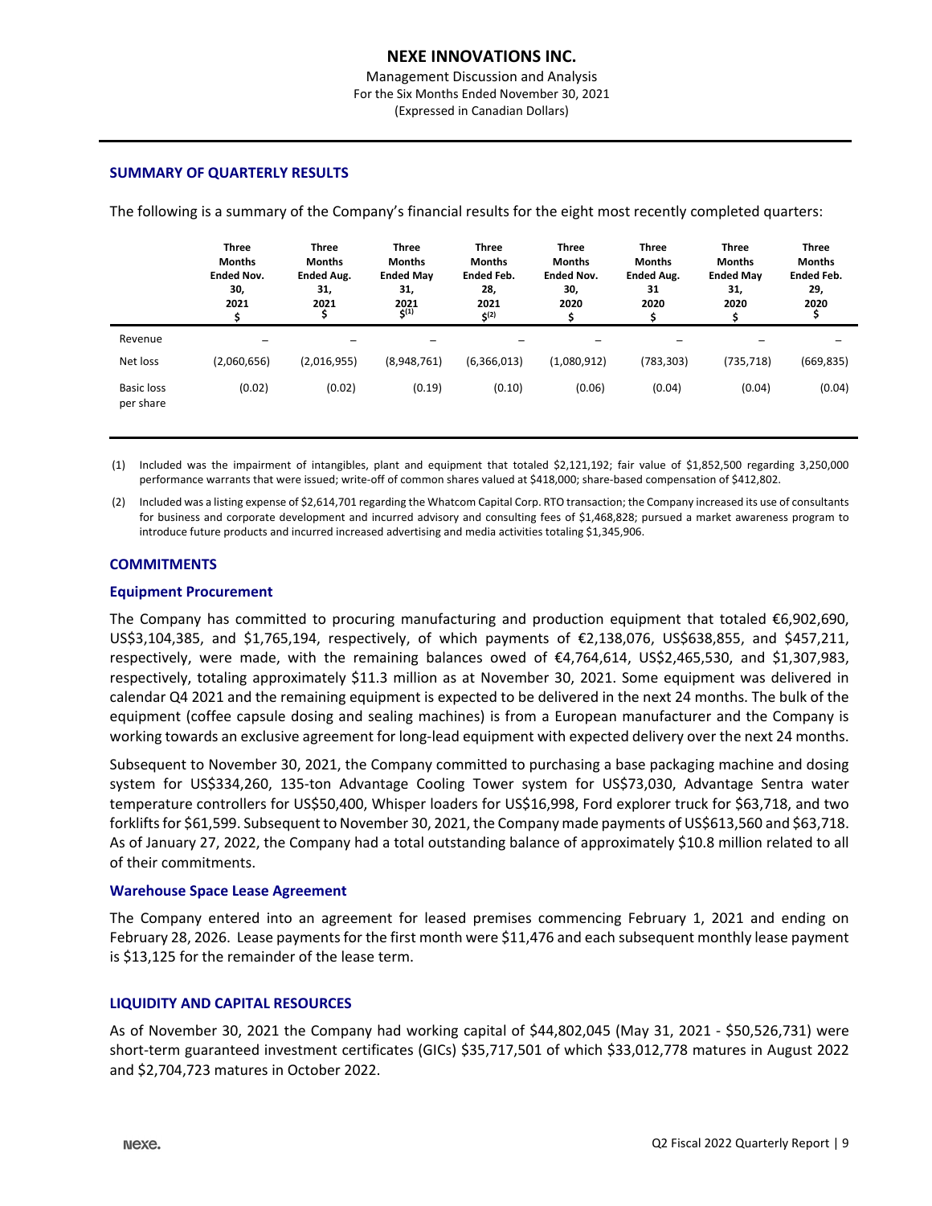### SUMMARY OF QUARTERLY RESULTS

The following is a summary of the Company's financial results for the eight most recently completed quarters:

| | Three Months Ended Nov. 30, 2021 $ | Three Months Ended Aug. 31, 2021 $ | Three Months Ended May 31, 2021 $[(1)] | Three Months Ended Feb. 28, 2021 $[(2)] | Three Months Ended Nov. 30, 2020 $ | Three Months Ended Aug. 31 2020 $ | Three Months Ended May 31, 2020 $ | Three Months Ended Feb. 29, 2020 $ |
|---|---|---|---|---|---|---|---|---|
| Revenue | – | – | – | – | – | – | – | – |
| Net loss | (2,060,656) | (2,016,955) | (8,948,761) | (6,366,013) | (1,080,912) | (783,303) | (735,718) | (669,835) |
| Basic loss per share | (0.02) | (0.02) | (0.19) | (0.10) | (0.06) | (0.04) | (0.04) | (0.04) |

(1) Included was the impairment of intangibles, plant and equipment that totaled $2,121,192; fair value of $1,852,500 regarding 3,250,000 performance warrants that were issued; write-off of common shares valued at $418,000; share-based compensation of $412,802.

(2) Included was a listing expense of $2,614,701 regarding the Whatcom Capital Corp. RTO transaction; the Company increased its use of consultants for business and corporate development and incurred advisory and consulting fees of $1,468,828; pursued a market awareness program to introduce future products and incurred increased advertising and media activities totaling $1,345,906.

### COMMITMENTS

#### Equipment Procurement

The Company has committed to procuring manufacturing and production equipment that totaled €6,902,690, US$3,104,385, and $1,765,194, respectively, of which payments of €2,138,076, US$638,855, and $457,211, respectively, were made, with the remaining balances owed of €4,764,614, US$2,465,530, and $1,307,983, respectively, totaling approximately $11.3 million as at November 30, 2021. Some equipment was delivered in calendar Q4 2021 and the remaining equipment is expected to be delivered in the next 24 months. The bulk of the equipment (coffee capsule dosing and sealing machines) is from a European manufacturer and the Company is working towards an exclusive agreement for long-lead equipment with expected delivery over the next 24 months.

Subsequent to November 30, 2021, the Company committed to purchasing a base packaging machine and dosing system for US$334,260, 135-ton Advantage Cooling Tower system for US$73,030, Advantage Sentra water temperature controllers for US$50,400, Whisper loaders for US$16,998, Ford explorer truck for $63,718, and two forklifts for $61,599. Subsequent to November 30, 2021, the Company made payments of US$613,560 and $63,718. As of January 27, 2022, the Company had a total outstanding balance of approximately $10.8 million related to all of their commitments.

#### Warehouse Space Lease Agreement

The Company entered into an agreement for leased premises commencing February 1, 2021 and ending on February 28, 2026. Lease payments for the first month were $11,476 and each subsequent monthly lease payment is $13,125 for the remainder of the lease term.

### LIQUIDITY AND CAPITAL RESOURCES

As of November 30, 2021 the Company had working capital of $44,802,045 (May 31, 2021 - $50,526,731) were short-term guaranteed investment certificates (GICs) $35,717,501 of which $33,012,778 matures in August 2022 and $2,704,723 matures in October 2022.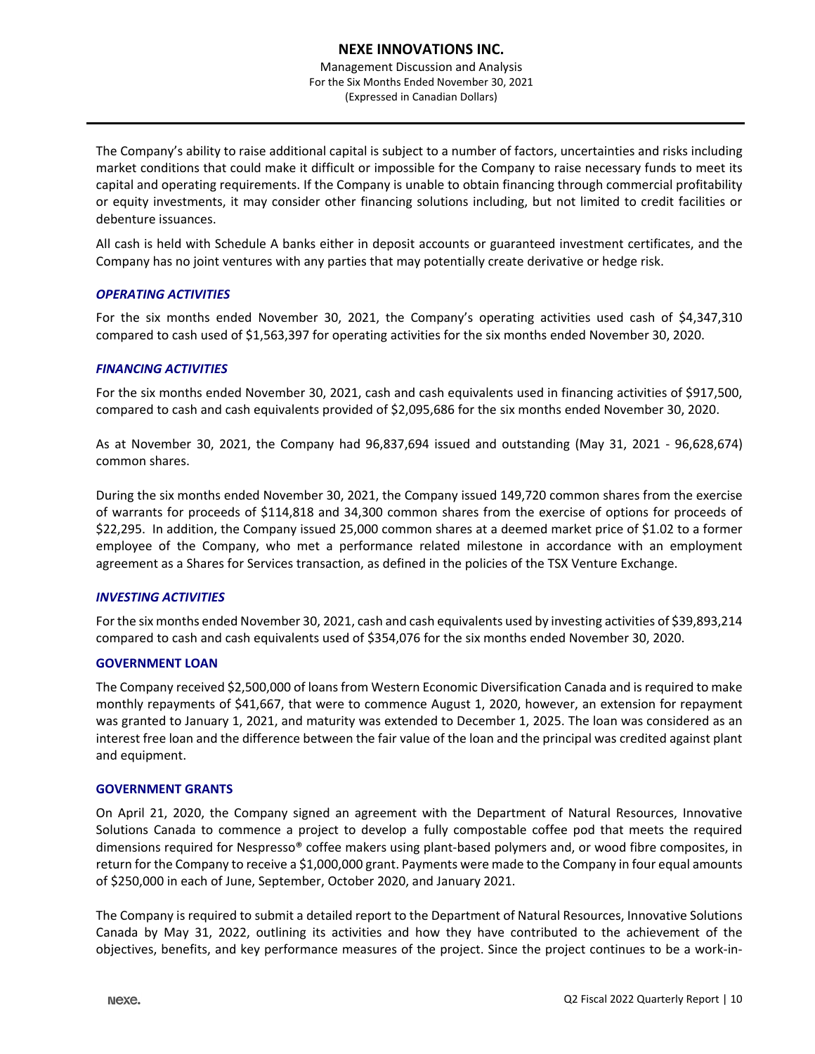The Company's ability to raise additional capital is subject to a number of factors, uncertainties and risks including market conditions that could make it difficult or impossible for the Company to raise necessary funds to meet its capital and operating requirements. If the Company is unable to obtain financing through commercial profitability or equity investments, it may consider other financing solutions including, but not limited to credit facilities or debenture issuances.

All cash is held with Schedule A banks either in deposit accounts or guaranteed investment certificates, and the Company has no joint ventures with any parties that may potentially create derivative or hedge risk.

### *OPERATING ACTIVITIES*

For the six months ended November 30, 2021, the Company's operating activities used cash of $4,347,310 compared to cash used of $1,563,397 for operating activities for the six months ended November 30, 2020.

### *FINANCING ACTIVITIES*

For the six months ended November 30, 2021, cash and cash equivalents used in financing activities of $917,500, compared to cash and cash equivalents provided of $2,095,686 for the six months ended November 30, 2020.

As at November 30, 2021, the Company had 96,837,694 issued and outstanding (May 31, 2021 - 96,628,674) common shares.

During the six months ended November 30, 2021, the Company issued 149,720 common shares from the exercise of warrants for proceeds of $114,818 and 34,300 common shares from the exercise of options for proceeds of $22,295. In addition, the Company issued 25,000 common shares at a deemed market price of $1.02 to a former employee of the Company, who met a performance related milestone in accordance with an employment agreement as a Shares for Services transaction, as defined in the policies of the TSX Venture Exchange.

### *INVESTING ACTIVITIES*

For the six months ended November 30, 2021, cash and cash equivalents used by investing activities of $39,893,214 compared to cash and cash equivalents used of $354,076 for the six months ended November 30, 2020.

## GOVERNMENT LOAN

The Company received $2,500,000 of loans from Western Economic Diversification Canada and is required to make monthly repayments of $41,667, that were to commence August 1, 2020, however, an extension for repayment was granted to January 1, 2021, and maturity was extended to December 1, 2025. The loan was considered as an interest free loan and the difference between the fair value of the loan and the principal was credited against plant and equipment.

## GOVERNMENT GRANTS

On April 21, 2020, the Company signed an agreement with the Department of Natural Resources, Innovative Solutions Canada to commence a project to develop a fully compostable coffee pod that meets the required dimensions required for Nespresso® coffee makers using plant-based polymers and, or wood fibre composites, in return for the Company to receive a $1,000,000 grant. Payments were made to the Company in four equal amounts of $250,000 in each of June, September, October 2020, and January 2021.

The Company is required to submit a detailed report to the Department of Natural Resources, Innovative Solutions Canada by May 31, 2022, outlining its activities and how they have contributed to the achievement of the objectives, benefits, and key performance measures of the project. Since the project continues to be a work-in-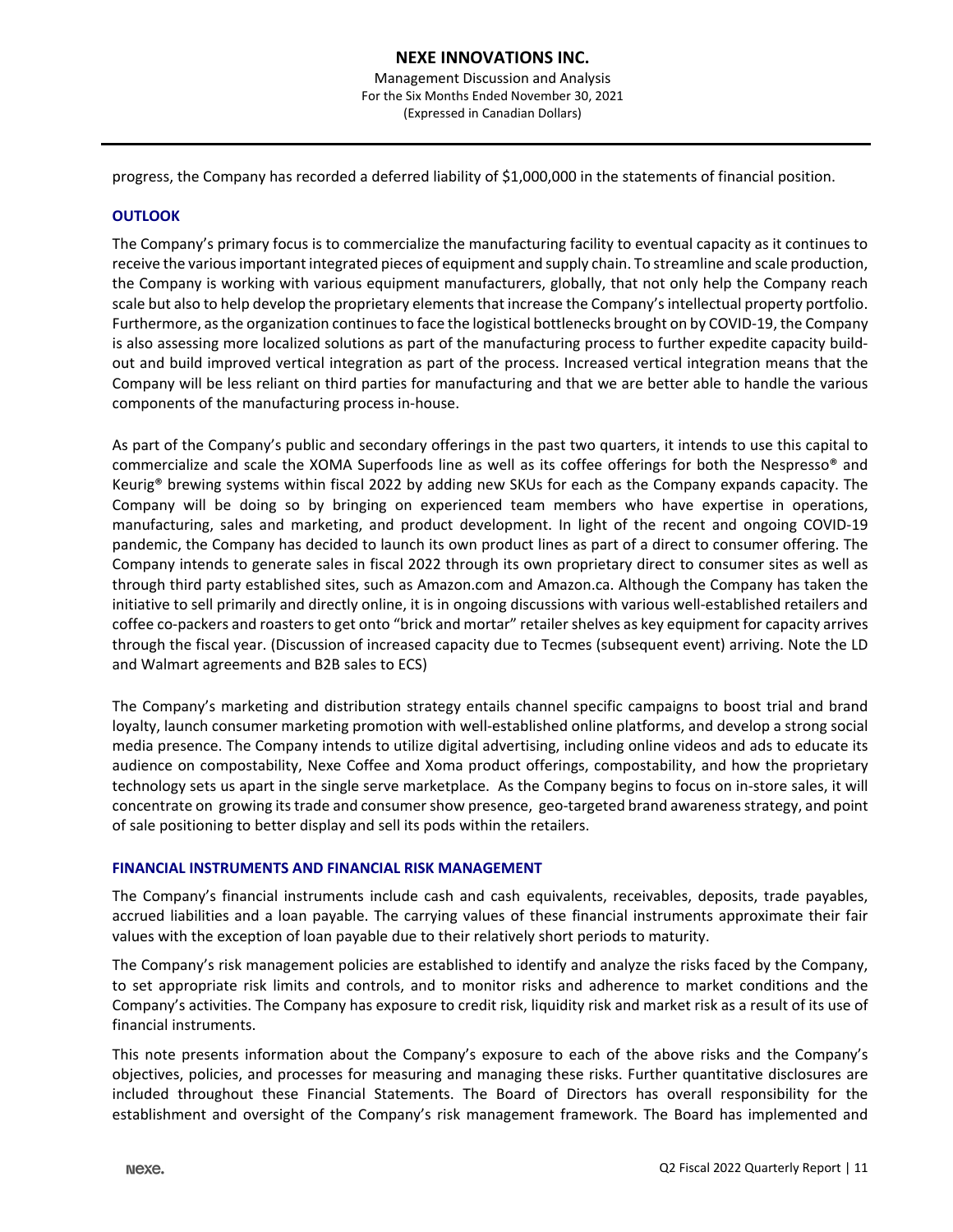progress, the Company has recorded a deferred liability of $1,000,000 in the statements of financial position.

## OUTLOOK

The Company's primary focus is to commercialize the manufacturing facility to eventual capacity as it continues to receive the various important integrated pieces of equipment and supply chain. To streamline and scale production, the Company is working with various equipment manufacturers, globally, that not only help the Company reach scale but also to help develop the proprietary elements that increase the Company's intellectual property portfolio. Furthermore, as the organization continues to face the logistical bottlenecks brought on by COVID-19, the Company is also assessing more localized solutions as part of the manufacturing process to further expedite capacity build-out and build improved vertical integration as part of the process. Increased vertical integration means that the Company will be less reliant on third parties for manufacturing and that we are better able to handle the various components of the manufacturing process in-house.

As part of the Company's public and secondary offerings in the past two quarters, it intends to use this capital to commercialize and scale the XOMA Superfoods line as well as its coffee offerings for both the Nespresso® and Keurig® brewing systems within fiscal 2022 by adding new SKUs for each as the Company expands capacity. The Company will be doing so by bringing on experienced team members who have expertise in operations, manufacturing, sales and marketing, and product development. In light of the recent and ongoing COVID-19 pandemic, the Company has decided to launch its own product lines as part of a direct to consumer offering. The Company intends to generate sales in fiscal 2022 through its own proprietary direct to consumer sites as well as through third party established sites, such as Amazon.com and Amazon.ca. Although the Company has taken the initiative to sell primarily and directly online, it is in ongoing discussions with various well-established retailers and coffee co-packers and roasters to get onto "brick and mortar" retailer shelves as key equipment for capacity arrives through the fiscal year. (Discussion of increased capacity due to Tecmes (subsequent event) arriving. Note the LD and Walmart agreements and B2B sales to ECS)

The Company's marketing and distribution strategy entails channel specific campaigns to boost trial and brand loyalty, launch consumer marketing promotion with well-established online platforms, and develop a strong social media presence. The Company intends to utilize digital advertising, including online videos and ads to educate its audience on compostability, Nexe Coffee and Xoma product offerings, compostability, and how the proprietary technology sets us apart in the single serve marketplace. As the Company begins to focus on in-store sales, it will concentrate on growing its trade and consumer show presence, geo-targeted brand awareness strategy, and point of sale positioning to better display and sell its pods within the retailers.

## FINANCIAL INSTRUMENTS AND FINANCIAL RISK MANAGEMENT

The Company's financial instruments include cash and cash equivalents, receivables, deposits, trade payables, accrued liabilities and a loan payable. The carrying values of these financial instruments approximate their fair values with the exception of loan payable due to their relatively short periods to maturity.

The Company's risk management policies are established to identify and analyze the risks faced by the Company, to set appropriate risk limits and controls, and to monitor risks and adherence to market conditions and the Company's activities. The Company has exposure to credit risk, liquidity risk and market risk as a result of its use of financial instruments.

This note presents information about the Company's exposure to each of the above risks and the Company's objectives, policies, and processes for measuring and managing these risks. Further quantitative disclosures are included throughout these Financial Statements. The Board of Directors has overall responsibility for the establishment and oversight of the Company's risk management framework. The Board has implemented and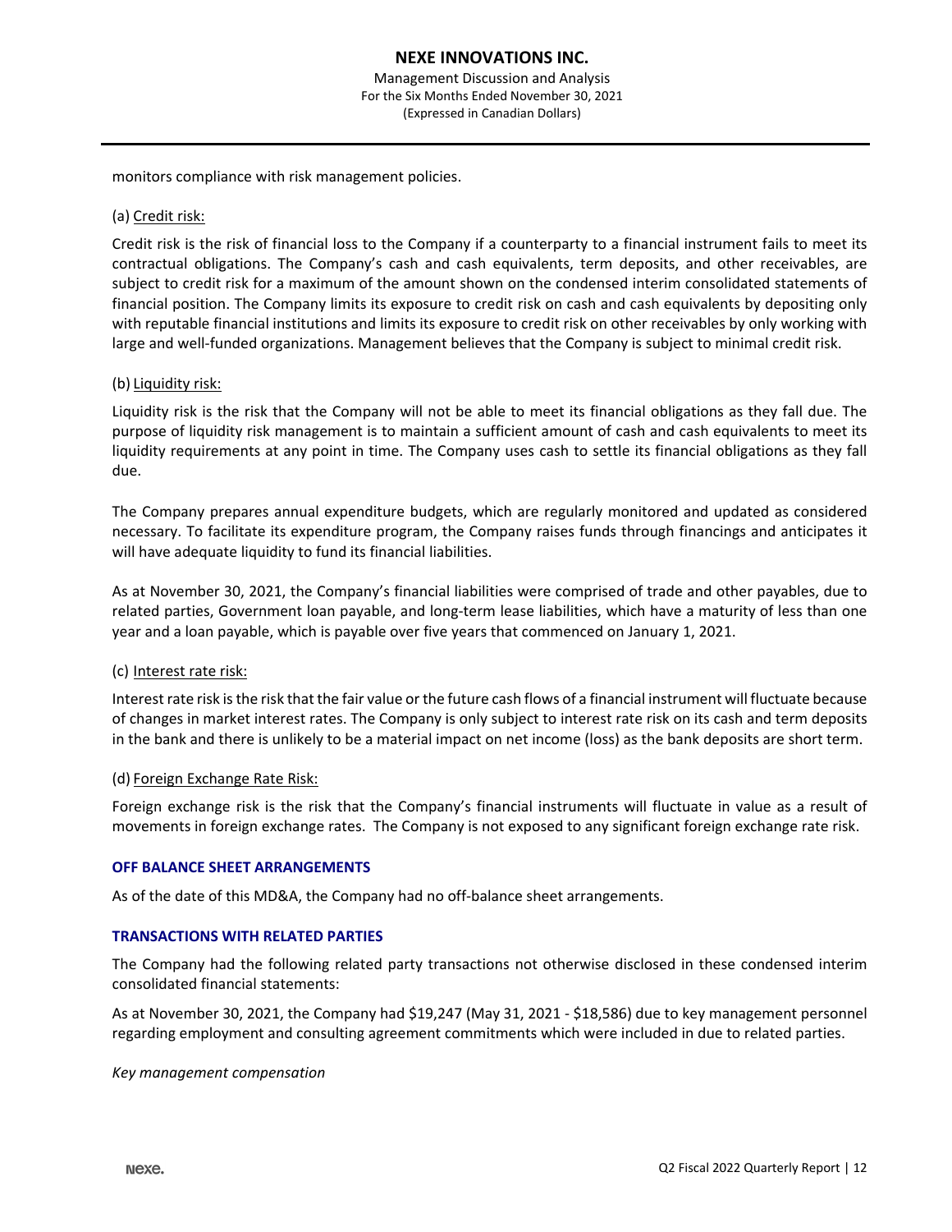monitors compliance with risk management policies.

(a) Credit risk:

Credit risk is the risk of financial loss to the Company if a counterparty to a financial instrument fails to meet its contractual obligations. The Company's cash and cash equivalents, term deposits, and other receivables, are subject to credit risk for a maximum of the amount shown on the condensed interim consolidated statements of financial position. The Company limits its exposure to credit risk on cash and cash equivalents by depositing only with reputable financial institutions and limits its exposure to credit risk on other receivables by only working with large and well-funded organizations. Management believes that the Company is subject to minimal credit risk.

(b) Liquidity risk:

Liquidity risk is the risk that the Company will not be able to meet its financial obligations as they fall due. The purpose of liquidity risk management is to maintain a sufficient amount of cash and cash equivalents to meet its liquidity requirements at any point in time. The Company uses cash to settle its financial obligations as they fall due.

The Company prepares annual expenditure budgets, which are regularly monitored and updated as considered necessary. To facilitate its expenditure program, the Company raises funds through financings and anticipates it will have adequate liquidity to fund its financial liabilities.

As at November 30, 2021, the Company's financial liabilities were comprised of trade and other payables, due to related parties, Government loan payable, and long-term lease liabilities, which have a maturity of less than one year and a loan payable, which is payable over five years that commenced on January 1, 2021.

(c) Interest rate risk:

Interest rate risk is the risk that the fair value or the future cash flows of a financial instrument will fluctuate because of changes in market interest rates. The Company is only subject to interest rate risk on its cash and term deposits in the bank and there is unlikely to be a material impact on net income (loss) as the bank deposits are short term.

(d) Foreign Exchange Rate Risk:

Foreign exchange risk is the risk that the Company's financial instruments will fluctuate in value as a result of movements in foreign exchange rates. The Company is not exposed to any significant foreign exchange rate risk.

## OFF BALANCE SHEET ARRANGEMENTS

As of the date of this MD&A, the Company had no off-balance sheet arrangements.

## TRANSACTIONS WITH RELATED PARTIES

The Company had the following related party transactions not otherwise disclosed in these condensed interim consolidated financial statements:

As at November 30, 2021, the Company had $19,247 (May 31, 2021 - $18,586) due to key management personnel regarding employment and consulting agreement commitments which were included in due to related parties.

*Key management compensation*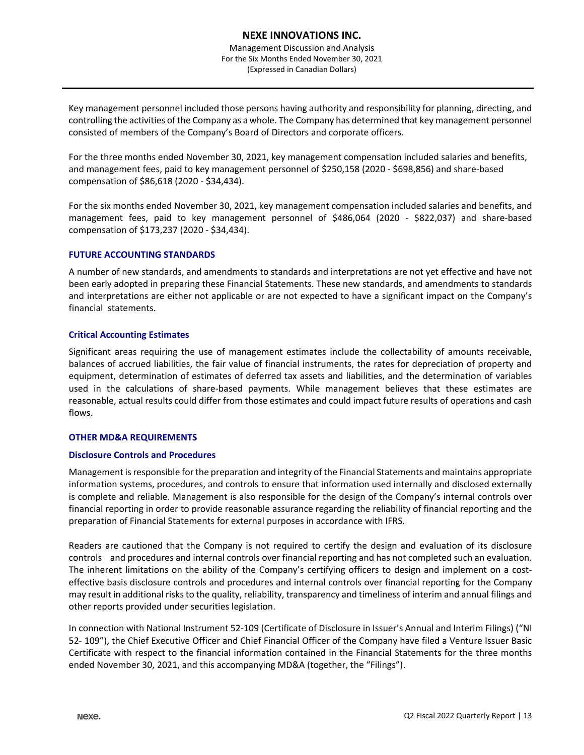Key management personnel included those persons having authority and responsibility for planning, directing, and controlling the activities of the Company as a whole. The Company has determined that key management personnel consisted of members of the Company's Board of Directors and corporate officers.

For the three months ended November 30, 2021, key management compensation included salaries and benefits, and management fees, paid to key management personnel of $250,158 (2020 - $698,856) and share-based compensation of $86,618 (2020 - $34,434).

For the six months ended November 30, 2021, key management compensation included salaries and benefits, and management fees, paid to key management personnel of $486,064 (2020 - $822,037) and share-based compensation of $173,237 (2020 - $34,434).

## FUTURE ACCOUNTING STANDARDS

A number of new standards, and amendments to standards and interpretations are not yet effective and have not been early adopted in preparing these Financial Statements. These new standards, and amendments to standards and interpretations are either not applicable or are not expected to have a significant impact on the Company's financial statements.

### Critical Accounting Estimates

Significant areas requiring the use of management estimates include the collectability of amounts receivable, balances of accrued liabilities, the fair value of financial instruments, the rates for depreciation of property and equipment, determination of estimates of deferred tax assets and liabilities, and the determination of variables used in the calculations of share-based payments. While management believes that these estimates are reasonable, actual results could differ from those estimates and could impact future results of operations and cash flows.

## OTHER MD&A REQUIREMENTS

### Disclosure Controls and Procedures

Management is responsible for the preparation and integrity of the Financial Statements and maintains appropriate information systems, procedures, and controls to ensure that information used internally and disclosed externally is complete and reliable. Management is also responsible for the design of the Company's internal controls over financial reporting in order to provide reasonable assurance regarding the reliability of financial reporting and the preparation of Financial Statements for external purposes in accordance with IFRS.

Readers are cautioned that the Company is not required to certify the design and evaluation of its disclosure controls and procedures and internal controls over financial reporting and has not completed such an evaluation. The inherent limitations on the ability of the Company's certifying officers to design and implement on a cost-effective basis disclosure controls and procedures and internal controls over financial reporting for the Company may result in additional risks to the quality, reliability, transparency and timeliness of interim and annual filings and other reports provided under securities legislation.

In connection with National Instrument 52-109 (Certificate of Disclosure in Issuer's Annual and Interim Filings) ("NI 52- 109"), the Chief Executive Officer and Chief Financial Officer of the Company have filed a Venture Issuer Basic Certificate with respect to the financial information contained in the Financial Statements for the three months ended November 30, 2021, and this accompanying MD&A (together, the "Filings").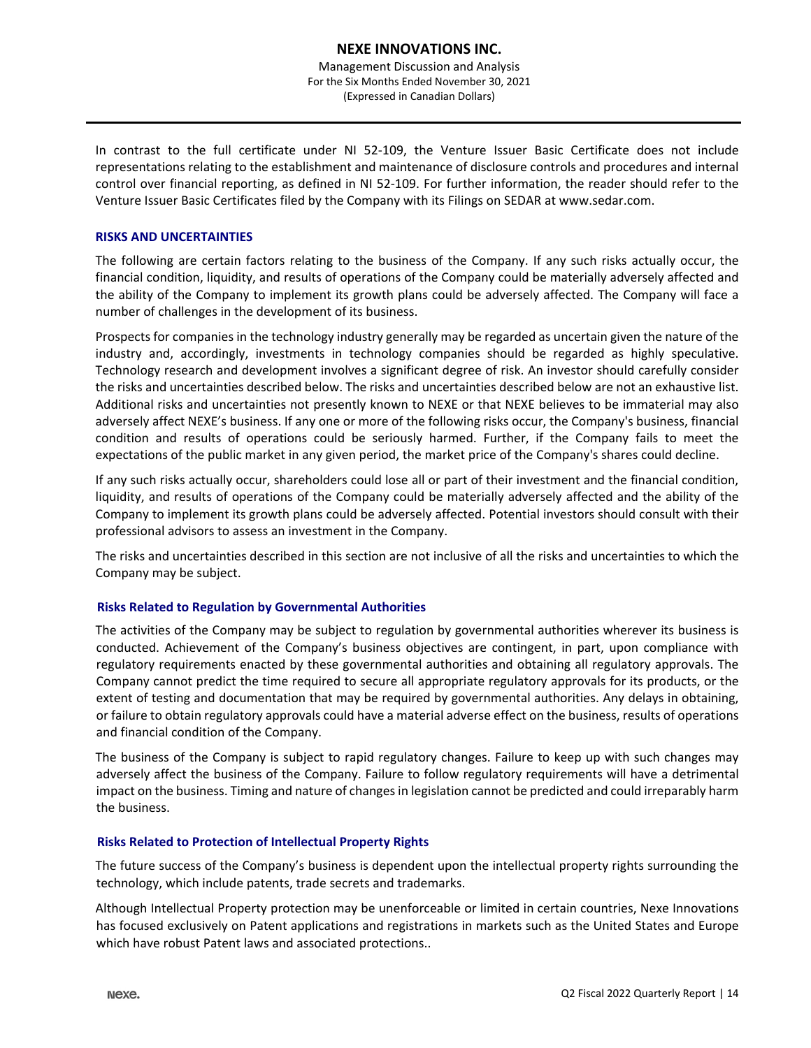In contrast to the full certificate under NI 52-109, the Venture Issuer Basic Certificate does not include representations relating to the establishment and maintenance of disclosure controls and procedures and internal control over financial reporting, as defined in NI 52-109. For further information, the reader should refer to the Venture Issuer Basic Certificates filed by the Company with its Filings on SEDAR at www.sedar.com.

## RISKS AND UNCERTAINTIES

The following are certain factors relating to the business of the Company. If any such risks actually occur, the financial condition, liquidity, and results of operations of the Company could be materially adversely affected and the ability of the Company to implement its growth plans could be adversely affected. The Company will face a number of challenges in the development of its business.

Prospects for companies in the technology industry generally may be regarded as uncertain given the nature of the industry and, accordingly, investments in technology companies should be regarded as highly speculative. Technology research and development involves a significant degree of risk. An investor should carefully consider the risks and uncertainties described below. The risks and uncertainties described below are not an exhaustive list. Additional risks and uncertainties not presently known to NEXE or that NEXE believes to be immaterial may also adversely affect NEXE's business. If any one or more of the following risks occur, the Company's business, financial condition and results of operations could be seriously harmed. Further, if the Company fails to meet the expectations of the public market in any given period, the market price of the Company's shares could decline.

If any such risks actually occur, shareholders could lose all or part of their investment and the financial condition, liquidity, and results of operations of the Company could be materially adversely affected and the ability of the Company to implement its growth plans could be adversely affected. Potential investors should consult with their professional advisors to assess an investment in the Company.

The risks and uncertainties described in this section are not inclusive of all the risks and uncertainties to which the Company may be subject.

### Risks Related to Regulation by Governmental Authorities

The activities of the Company may be subject to regulation by governmental authorities wherever its business is conducted. Achievement of the Company's business objectives are contingent, in part, upon compliance with regulatory requirements enacted by these governmental authorities and obtaining all regulatory approvals. The Company cannot predict the time required to secure all appropriate regulatory approvals for its products, or the extent of testing and documentation that may be required by governmental authorities. Any delays in obtaining, or failure to obtain regulatory approvals could have a material adverse effect on the business, results of operations and financial condition of the Company.

The business of the Company is subject to rapid regulatory changes. Failure to keep up with such changes may adversely affect the business of the Company. Failure to follow regulatory requirements will have a detrimental impact on the business. Timing and nature of changes in legislation cannot be predicted and could irreparably harm the business.

### Risks Related to Protection of Intellectual Property Rights

The future success of the Company's business is dependent upon the intellectual property rights surrounding the technology, which include patents, trade secrets and trademarks.

Although Intellectual Property protection may be unenforceable or limited in certain countries, Nexe Innovations has focused exclusively on Patent applications and registrations in markets such as the United States and Europe which have robust Patent laws and associated protections..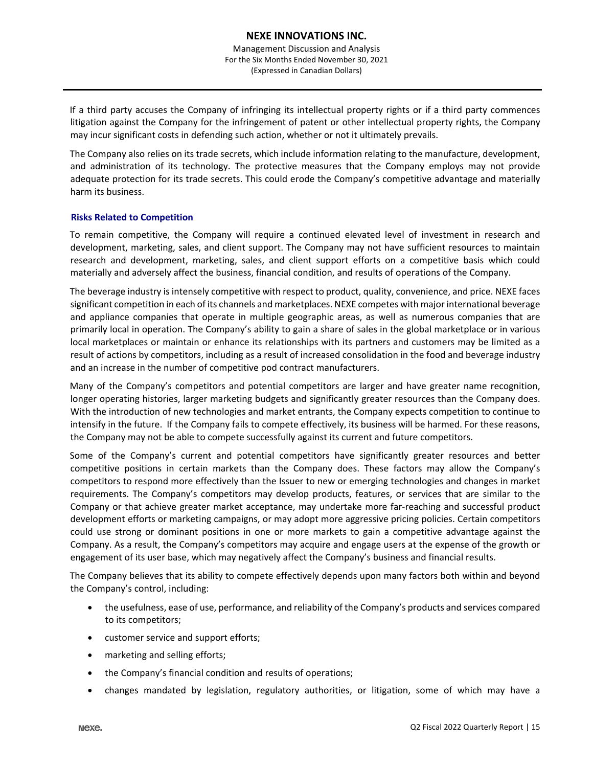If a third party accuses the Company of infringing its intellectual property rights or if a third party commences litigation against the Company for the infringement of patent or other intellectual property rights, the Company may incur significant costs in defending such action, whether or not it ultimately prevails.

The Company also relies on its trade secrets, which include information relating to the manufacture, development, and administration of its technology. The protective measures that the Company employs may not provide adequate protection for its trade secrets. This could erode the Company's competitive advantage and materially harm its business.

### Risks Related to Competition

To remain competitive, the Company will require a continued elevated level of investment in research and development, marketing, sales, and client support. The Company may not have sufficient resources to maintain research and development, marketing, sales, and client support efforts on a competitive basis which could materially and adversely affect the business, financial condition, and results of operations of the Company.

The beverage industry is intensely competitive with respect to product, quality, convenience, and price. NEXE faces significant competition in each of its channels and marketplaces. NEXE competes with major international beverage and appliance companies that operate in multiple geographic areas, as well as numerous companies that are primarily local in operation. The Company's ability to gain a share of sales in the global marketplace or in various local marketplaces or maintain or enhance its relationships with its partners and customers may be limited as a result of actions by competitors, including as a result of increased consolidation in the food and beverage industry and an increase in the number of competitive pod contract manufacturers.

Many of the Company's competitors and potential competitors are larger and have greater name recognition, longer operating histories, larger marketing budgets and significantly greater resources than the Company does. With the introduction of new technologies and market entrants, the Company expects competition to continue to intensify in the future. If the Company fails to compete effectively, its business will be harmed. For these reasons, the Company may not be able to compete successfully against its current and future competitors.

Some of the Company's current and potential competitors have significantly greater resources and better competitive positions in certain markets than the Company does. These factors may allow the Company's competitors to respond more effectively than the Issuer to new or emerging technologies and changes in market requirements. The Company's competitors may develop products, features, or services that are similar to the Company or that achieve greater market acceptance, may undertake more far-reaching and successful product development efforts or marketing campaigns, or may adopt more aggressive pricing policies. Certain competitors could use strong or dominant positions in one or more markets to gain a competitive advantage against the Company. As a result, the Company's competitors may acquire and engage users at the expense of the growth or engagement of its user base, which may negatively affect the Company's business and financial results.

The Company believes that its ability to compete effectively depends upon many factors both within and beyond the Company's control, including:

- the usefulness, ease of use, performance, and reliability of the Company's products and services compared to its competitors;
- customer service and support efforts;
- marketing and selling efforts;
- the Company's financial condition and results of operations;
- changes mandated by legislation, regulatory authorities, or litigation, some of which may have a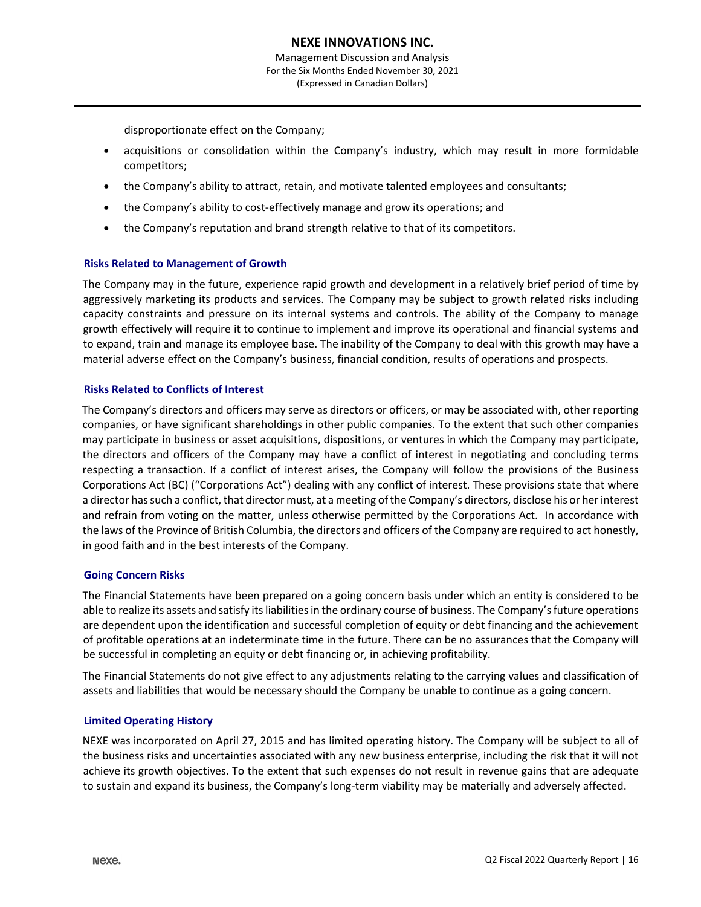disproportionate effect on the Company;

- acquisitions or consolidation within the Company's industry, which may result in more formidable competitors;
- the Company's ability to attract, retain, and motivate talented employees and consultants;
- the Company's ability to cost-effectively manage and grow its operations; and
- the Company's reputation and brand strength relative to that of its competitors.

### Risks Related to Management of Growth

The Company may in the future, experience rapid growth and development in a relatively brief period of time by aggressively marketing its products and services. The Company may be subject to growth related risks including capacity constraints and pressure on its internal systems and controls. The ability of the Company to manage growth effectively will require it to continue to implement and improve its operational and financial systems and to expand, train and manage its employee base. The inability of the Company to deal with this growth may have a material adverse effect on the Company's business, financial condition, results of operations and prospects.

### Risks Related to Conflicts of Interest

The Company's directors and officers may serve as directors or officers, or may be associated with, other reporting companies, or have significant shareholdings in other public companies. To the extent that such other companies may participate in business or asset acquisitions, dispositions, or ventures in which the Company may participate, the directors and officers of the Company may have a conflict of interest in negotiating and concluding terms respecting a transaction. If a conflict of interest arises, the Company will follow the provisions of the Business Corporations Act (BC) ("Corporations Act") dealing with any conflict of interest. These provisions state that where a director has such a conflict, that director must, at a meeting of the Company's directors, disclose his or her interest and refrain from voting on the matter, unless otherwise permitted by the Corporations Act. In accordance with the laws of the Province of British Columbia, the directors and officers of the Company are required to act honestly, in good faith and in the best interests of the Company.

### Going Concern Risks

The Financial Statements have been prepared on a going concern basis under which an entity is considered to be able to realize its assets and satisfy its liabilities in the ordinary course of business. The Company's future operations are dependent upon the identification and successful completion of equity or debt financing and the achievement of profitable operations at an indeterminate time in the future. There can be no assurances that the Company will be successful in completing an equity or debt financing or, in achieving profitability.

The Financial Statements do not give effect to any adjustments relating to the carrying values and classification of assets and liabilities that would be necessary should the Company be unable to continue as a going concern.

### Limited Operating History

NEXE was incorporated on April 27, 2015 and has limited operating history. The Company will be subject to all of the business risks and uncertainties associated with any new business enterprise, including the risk that it will not achieve its growth objectives. To the extent that such expenses do not result in revenue gains that are adequate to sustain and expand its business, the Company's long-term viability may be materially and adversely affected.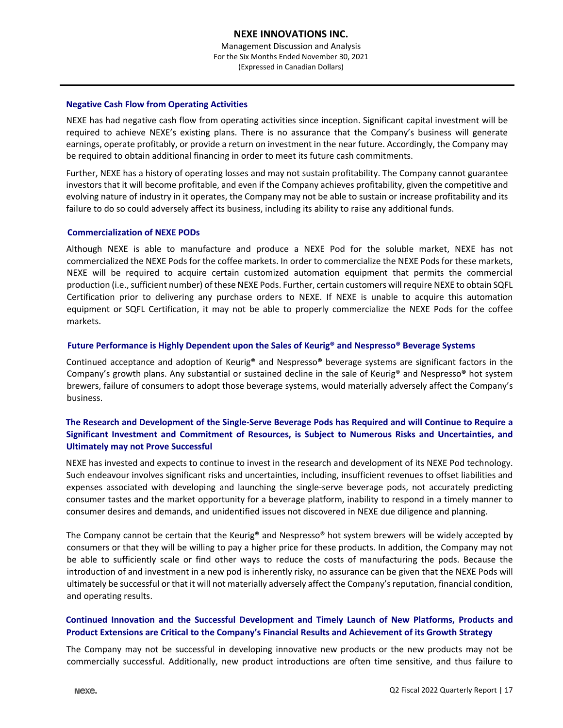### Negative Cash Flow from Operating Activities

NEXE has had negative cash flow from operating activities since inception. Significant capital investment will be required to achieve NEXE's existing plans. There is no assurance that the Company's business will generate earnings, operate profitably, or provide a return on investment in the near future. Accordingly, the Company may be required to obtain additional financing in order to meet its future cash commitments.

Further, NEXE has a history of operating losses and may not sustain profitability. The Company cannot guarantee investors that it will become profitable, and even if the Company achieves profitability, given the competitive and evolving nature of industry in it operates, the Company may not be able to sustain or increase profitability and its failure to do so could adversely affect its business, including its ability to raise any additional funds.

### Commercialization of NEXE PODs

Although NEXE is able to manufacture and produce a NEXE Pod for the soluble market, NEXE has not commercialized the NEXE Pods for the coffee markets. In order to commercialize the NEXE Pods for these markets, NEXE will be required to acquire certain customized automation equipment that permits the commercial production (i.e., sufficient number) of these NEXE Pods. Further, certain customers will require NEXE to obtain SQFL Certification prior to delivering any purchase orders to NEXE. If NEXE is unable to acquire this automation equipment or SQFL Certification, it may not be able to properly commercialize the NEXE Pods for the coffee markets.

### Future Performance is Highly Dependent upon the Sales of Keurig® and Nespresso® Beverage Systems

Continued acceptance and adoption of Keurig® and Nespresso® beverage systems are significant factors in the Company's growth plans. Any substantial or sustained decline in the sale of Keurig® and Nespresso® hot system brewers, failure of consumers to adopt those beverage systems, would materially adversely affect the Company's business.

### The Research and Development of the Single-Serve Beverage Pods has Required and will Continue to Require a Significant Investment and Commitment of Resources, is Subject to Numerous Risks and Uncertainties, and Ultimately may not Prove Successful

NEXE has invested and expects to continue to invest in the research and development of its NEXE Pod technology. Such endeavour involves significant risks and uncertainties, including, insufficient revenues to offset liabilities and expenses associated with developing and launching the single-serve beverage pods, not accurately predicting consumer tastes and the market opportunity for a beverage platform, inability to respond in a timely manner to consumer desires and demands, and unidentified issues not discovered in NEXE due diligence and planning.

The Company cannot be certain that the Keurig® and Nespresso® hot system brewers will be widely accepted by consumers or that they will be willing to pay a higher price for these products. In addition, the Company may not be able to sufficiently scale or find other ways to reduce the costs of manufacturing the pods. Because the introduction of and investment in a new pod is inherently risky, no assurance can be given that the NEXE Pods will ultimately be successful or that it will not materially adversely affect the Company's reputation, financial condition, and operating results.

### Continued Innovation and the Successful Development and Timely Launch of New Platforms, Products and Product Extensions are Critical to the Company's Financial Results and Achievement of its Growth Strategy

The Company may not be successful in developing innovative new products or the new products may not be commercially successful. Additionally, new product introductions are often time sensitive, and thus failure to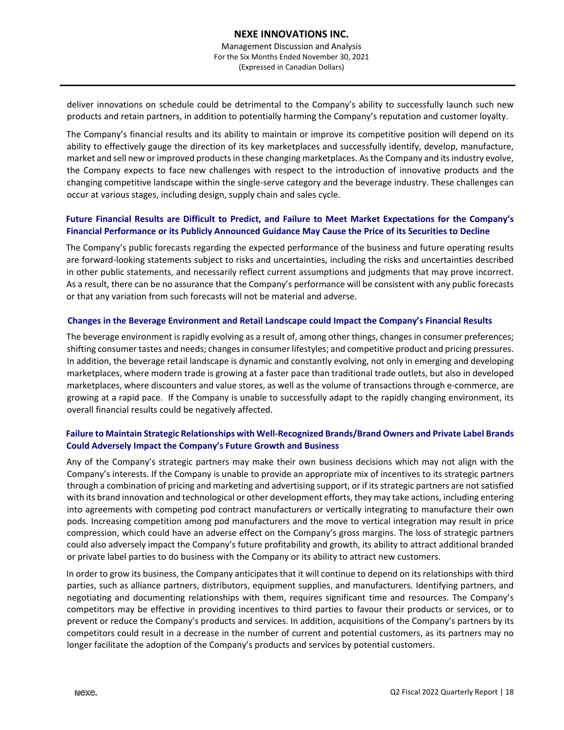deliver innovations on schedule could be detrimental to the Company's ability to successfully launch such new products and retain partners, in addition to potentially harming the Company's reputation and customer loyalty.

The Company's financial results and its ability to maintain or improve its competitive position will depend on its ability to effectively gauge the direction of its key marketplaces and successfully identify, develop, manufacture, market and sell new or improved products in these changing marketplaces. As the Company and its industry evolve, the Company expects to face new challenges with respect to the introduction of innovative products and the changing competitive landscape within the single-serve category and the beverage industry. These challenges can occur at various stages, including design, supply chain and sales cycle.

### Future Financial Results are Difficult to Predict, and Failure to Meet Market Expectations for the Company's Financial Performance or its Publicly Announced Guidance May Cause the Price of its Securities to Decline

The Company's public forecasts regarding the expected performance of the business and future operating results are forward-looking statements subject to risks and uncertainties, including the risks and uncertainties described in other public statements, and necessarily reflect current assumptions and judgments that may prove incorrect. As a result, there can be no assurance that the Company's performance will be consistent with any public forecasts or that any variation from such forecasts will not be material and adverse.

### Changes in the Beverage Environment and Retail Landscape could Impact the Company's Financial Results

The beverage environment is rapidly evolving as a result of, among other things, changes in consumer preferences; shifting consumer tastes and needs; changes in consumer lifestyles; and competitive product and pricing pressures. In addition, the beverage retail landscape is dynamic and constantly evolving, not only in emerging and developing marketplaces, where modern trade is growing at a faster pace than traditional trade outlets, but also in developed marketplaces, where discounters and value stores, as well as the volume of transactions through e-commerce, are growing at a rapid pace. If the Company is unable to successfully adapt to the rapidly changing environment, its overall financial results could be negatively affected.

### Failure to Maintain Strategic Relationships with Well-Recognized Brands/Brand Owners and Private Label Brands Could Adversely Impact the Company's Future Growth and Business

Any of the Company's strategic partners may make their own business decisions which may not align with the Company's interests. If the Company is unable to provide an appropriate mix of incentives to its strategic partners through a combination of pricing and marketing and advertising support, or if its strategic partners are not satisfied with its brand innovation and technological or other development efforts, they may take actions, including entering into agreements with competing pod contract manufacturers or vertically integrating to manufacture their own pods. Increasing competition among pod manufacturers and the move to vertical integration may result in price compression, which could have an adverse effect on the Company's gross margins. The loss of strategic partners could also adversely impact the Company's future profitability and growth, its ability to attract additional branded or private label parties to do business with the Company or its ability to attract new customers.

In order to grow its business, the Company anticipates that it will continue to depend on its relationships with third parties, such as alliance partners, distributors, equipment supplies, and manufacturers. Identifying partners, and negotiating and documenting relationships with them, requires significant time and resources. The Company's competitors may be effective in providing incentives to third parties to favour their products or services, or to prevent or reduce the Company's products and services. In addition, acquisitions of the Company's partners by its competitors could result in a decrease in the number of current and potential customers, as its partners may no longer facilitate the adoption of the Company's products and services by potential customers.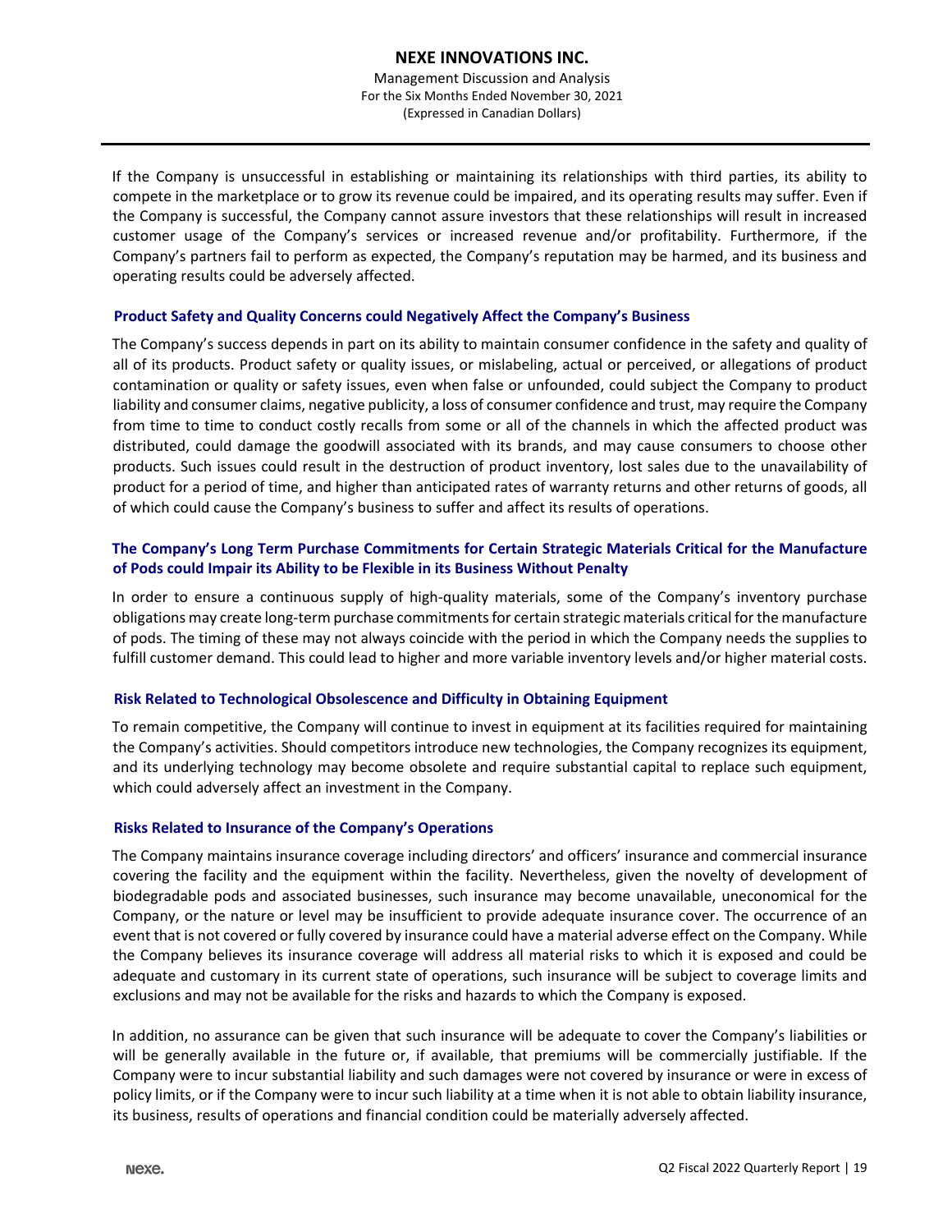If the Company is unsuccessful in establishing or maintaining its relationships with third parties, its ability to compete in the marketplace or to grow its revenue could be impaired, and its operating results may suffer. Even if the Company is successful, the Company cannot assure investors that these relationships will result in increased customer usage of the Company's services or increased revenue and/or profitability. Furthermore, if the Company's partners fail to perform as expected, the Company's reputation may be harmed, and its business and operating results could be adversely affected.

### Product Safety and Quality Concerns could Negatively Affect the Company's Business

The Company's success depends in part on its ability to maintain consumer confidence in the safety and quality of all of its products. Product safety or quality issues, or mislabeling, actual or perceived, or allegations of product contamination or quality or safety issues, even when false or unfounded, could subject the Company to product liability and consumer claims, negative publicity, a loss of consumer confidence and trust, may require the Company from time to time to conduct costly recalls from some or all of the channels in which the affected product was distributed, could damage the goodwill associated with its brands, and may cause consumers to choose other products. Such issues could result in the destruction of product inventory, lost sales due to the unavailability of product for a period of time, and higher than anticipated rates of warranty returns and other returns of goods, all of which could cause the Company's business to suffer and affect its results of operations.

### The Company's Long Term Purchase Commitments for Certain Strategic Materials Critical for the Manufacture of Pods could Impair its Ability to be Flexible in its Business Without Penalty

In order to ensure a continuous supply of high-quality materials, some of the Company's inventory purchase obligations may create long-term purchase commitments for certain strategic materials critical for the manufacture of pods. The timing of these may not always coincide with the period in which the Company needs the supplies to fulfill customer demand. This could lead to higher and more variable inventory levels and/or higher material costs.

### Risk Related to Technological Obsolescence and Difficulty in Obtaining Equipment

To remain competitive, the Company will continue to invest in equipment at its facilities required for maintaining the Company's activities. Should competitors introduce new technologies, the Company recognizes its equipment, and its underlying technology may become obsolete and require substantial capital to replace such equipment, which could adversely affect an investment in the Company.

### Risks Related to Insurance of the Company's Operations

The Company maintains insurance coverage including directors' and officers' insurance and commercial insurance covering the facility and the equipment within the facility. Nevertheless, given the novelty of development of biodegradable pods and associated businesses, such insurance may become unavailable, uneconomical for the Company, or the nature or level may be insufficient to provide adequate insurance cover. The occurrence of an event that is not covered or fully covered by insurance could have a material adverse effect on the Company. While the Company believes its insurance coverage will address all material risks to which it is exposed and could be adequate and customary in its current state of operations, such insurance will be subject to coverage limits and exclusions and may not be available for the risks and hazards to which the Company is exposed.

In addition, no assurance can be given that such insurance will be adequate to cover the Company's liabilities or will be generally available in the future or, if available, that premiums will be commercially justifiable. If the Company were to incur substantial liability and such damages were not covered by insurance or were in excess of policy limits, or if the Company were to incur such liability at a time when it is not able to obtain liability insurance, its business, results of operations and financial condition could be materially adversely affected.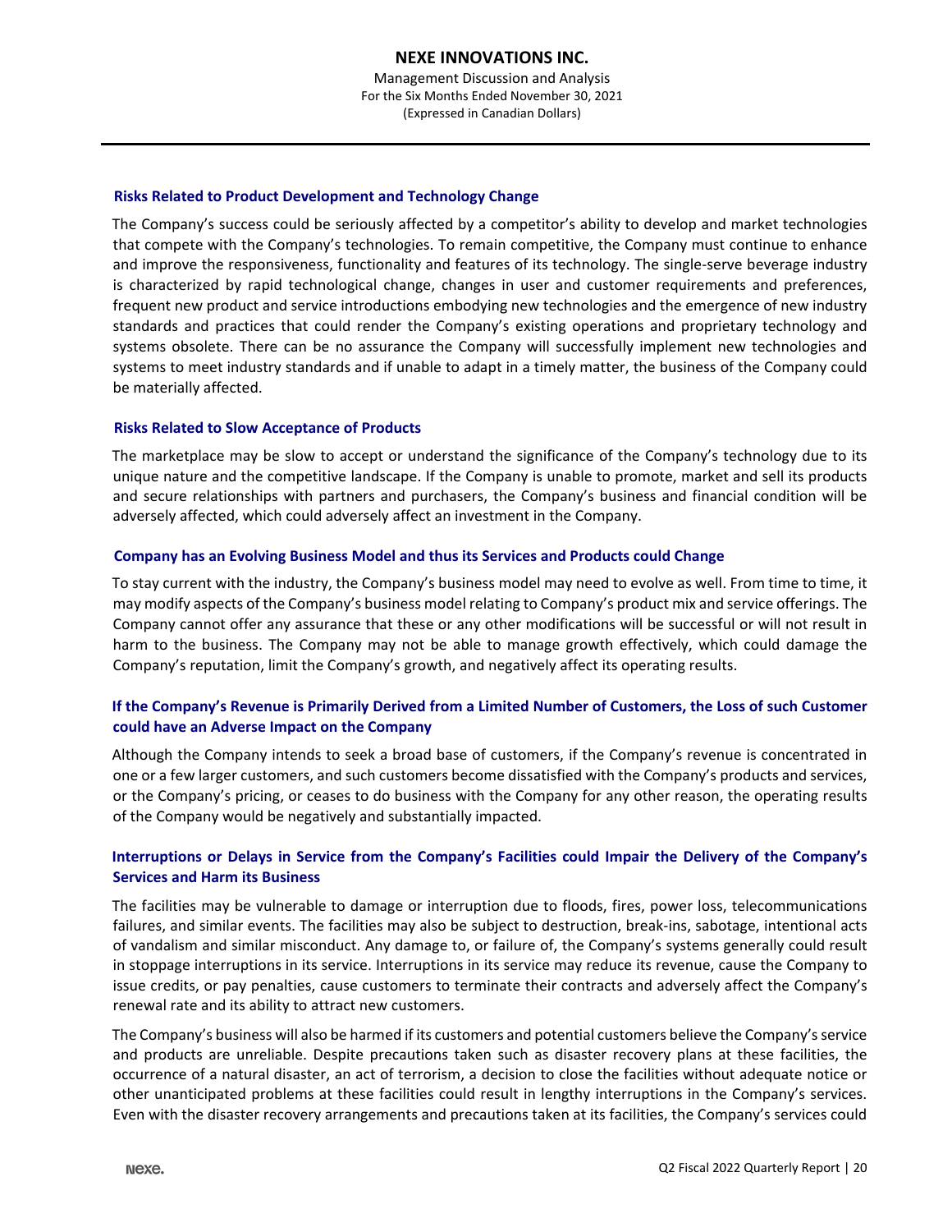### Risks Related to Product Development and Technology Change

The Company's success could be seriously affected by a competitor's ability to develop and market technologies that compete with the Company's technologies. To remain competitive, the Company must continue to enhance and improve the responsiveness, functionality and features of its technology. The single-serve beverage industry is characterized by rapid technological change, changes in user and customer requirements and preferences, frequent new product and service introductions embodying new technologies and the emergence of new industry standards and practices that could render the Company's existing operations and proprietary technology and systems obsolete. There can be no assurance the Company will successfully implement new technologies and systems to meet industry standards and if unable to adapt in a timely matter, the business of the Company could be materially affected.

### Risks Related to Slow Acceptance of Products

The marketplace may be slow to accept or understand the significance of the Company's technology due to its unique nature and the competitive landscape. If the Company is unable to promote, market and sell its products and secure relationships with partners and purchasers, the Company's business and financial condition will be adversely affected, which could adversely affect an investment in the Company.

### Company has an Evolving Business Model and thus its Services and Products could Change

To stay current with the industry, the Company's business model may need to evolve as well. From time to time, it may modify aspects of the Company's business model relating to Company's product mix and service offerings. The Company cannot offer any assurance that these or any other modifications will be successful or will not result in harm to the business. The Company may not be able to manage growth effectively, which could damage the Company's reputation, limit the Company's growth, and negatively affect its operating results.

### If the Company's Revenue is Primarily Derived from a Limited Number of Customers, the Loss of such Customer could have an Adverse Impact on the Company

Although the Company intends to seek a broad base of customers, if the Company's revenue is concentrated in one or a few larger customers, and such customers become dissatisfied with the Company's products and services, or the Company's pricing, or ceases to do business with the Company for any other reason, the operating results of the Company would be negatively and substantially impacted.

### Interruptions or Delays in Service from the Company's Facilities could Impair the Delivery of the Company's Services and Harm its Business

The facilities may be vulnerable to damage or interruption due to floods, fires, power loss, telecommunications failures, and similar events. The facilities may also be subject to destruction, break-ins, sabotage, intentional acts of vandalism and similar misconduct. Any damage to, or failure of, the Company's systems generally could result in stoppage interruptions in its service. Interruptions in its service may reduce its revenue, cause the Company to issue credits, or pay penalties, cause customers to terminate their contracts and adversely affect the Company's renewal rate and its ability to attract new customers.

The Company's business will also be harmed if its customers and potential customers believe the Company's service and products are unreliable. Despite precautions taken such as disaster recovery plans at these facilities, the occurrence of a natural disaster, an act of terrorism, a decision to close the facilities without adequate notice or other unanticipated problems at these facilities could result in lengthy interruptions in the Company's services. Even with the disaster recovery arrangements and precautions taken at its facilities, the Company's services could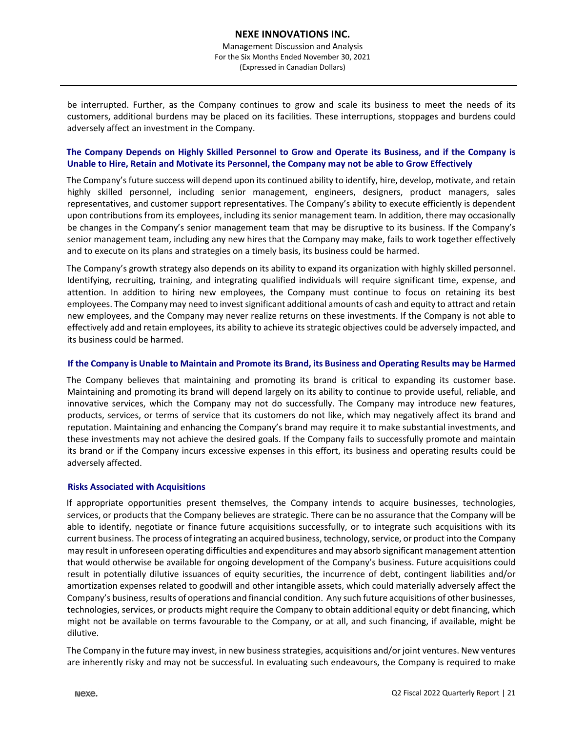be interrupted. Further, as the Company continues to grow and scale its business to meet the needs of its customers, additional burdens may be placed on its facilities. These interruptions, stoppages and burdens could adversely affect an investment in the Company.

### The Company Depends on Highly Skilled Personnel to Grow and Operate its Business, and if the Company is Unable to Hire, Retain and Motivate its Personnel, the Company may not be able to Grow Effectively

The Company's future success will depend upon its continued ability to identify, hire, develop, motivate, and retain highly skilled personnel, including senior management, engineers, designers, product managers, sales representatives, and customer support representatives. The Company's ability to execute efficiently is dependent upon contributions from its employees, including its senior management team. In addition, there may occasionally be changes in the Company's senior management team that may be disruptive to its business. If the Company's senior management team, including any new hires that the Company may make, fails to work together effectively and to execute on its plans and strategies on a timely basis, its business could be harmed.

The Company's growth strategy also depends on its ability to expand its organization with highly skilled personnel. Identifying, recruiting, training, and integrating qualified individuals will require significant time, expense, and attention. In addition to hiring new employees, the Company must continue to focus on retaining its best employees. The Company may need to invest significant additional amounts of cash and equity to attract and retain new employees, and the Company may never realize returns on these investments. If the Company is not able to effectively add and retain employees, its ability to achieve its strategic objectives could be adversely impacted, and its business could be harmed.

### If the Company is Unable to Maintain and Promote its Brand, its Business and Operating Results may be Harmed

The Company believes that maintaining and promoting its brand is critical to expanding its customer base. Maintaining and promoting its brand will depend largely on its ability to continue to provide useful, reliable, and innovative services, which the Company may not do successfully. The Company may introduce new features, products, services, or terms of service that its customers do not like, which may negatively affect its brand and reputation. Maintaining and enhancing the Company's brand may require it to make substantial investments, and these investments may not achieve the desired goals. If the Company fails to successfully promote and maintain its brand or if the Company incurs excessive expenses in this effort, its business and operating results could be adversely affected.

### Risks Associated with Acquisitions

If appropriate opportunities present themselves, the Company intends to acquire businesses, technologies, services, or products that the Company believes are strategic. There can be no assurance that the Company will be able to identify, negotiate or finance future acquisitions successfully, or to integrate such acquisitions with its current business. The process of integrating an acquired business, technology, service, or product into the Company may result in unforeseen operating difficulties and expenditures and may absorb significant management attention that would otherwise be available for ongoing development of the Company's business. Future acquisitions could result in potentially dilutive issuances of equity securities, the incurrence of debt, contingent liabilities and/or amortization expenses related to goodwill and other intangible assets, which could materially adversely affect the Company's business, results of operations and financial condition. Any such future acquisitions of other businesses, technologies, services, or products might require the Company to obtain additional equity or debt financing, which might not be available on terms favourable to the Company, or at all, and such financing, if available, might be dilutive.

The Company in the future may invest, in new business strategies, acquisitions and/or joint ventures. New ventures are inherently risky and may not be successful. In evaluating such endeavours, the Company is required to make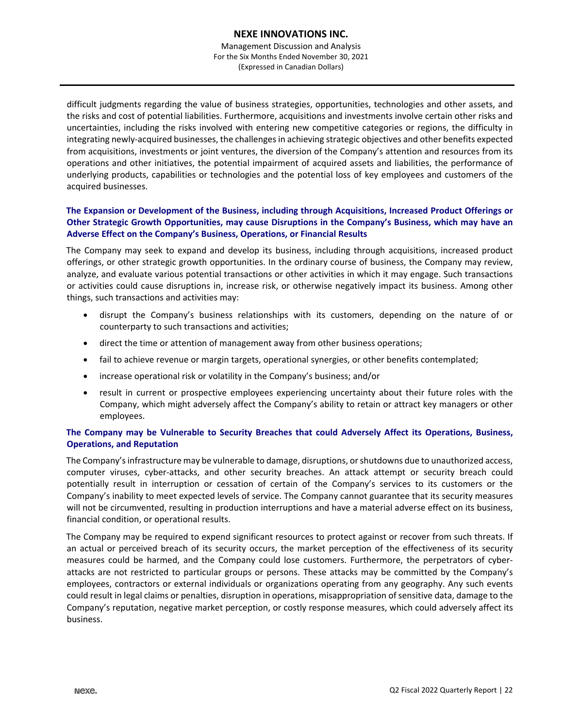difficult judgments regarding the value of business strategies, opportunities, technologies and other assets, and the risks and cost of potential liabilities. Furthermore, acquisitions and investments involve certain other risks and uncertainties, including the risks involved with entering new competitive categories or regions, the difficulty in integrating newly-acquired businesses, the challenges in achieving strategic objectives and other benefits expected from acquisitions, investments or joint ventures, the diversion of the Company's attention and resources from its operations and other initiatives, the potential impairment of acquired assets and liabilities, the performance of underlying products, capabilities or technologies and the potential loss of key employees and customers of the acquired businesses.

### The Expansion or Development of the Business, including through Acquisitions, Increased Product Offerings or Other Strategic Growth Opportunities, may cause Disruptions in the Company's Business, which may have an Adverse Effect on the Company's Business, Operations, or Financial Results

The Company may seek to expand and develop its business, including through acquisitions, increased product offerings, or other strategic growth opportunities. In the ordinary course of business, the Company may review, analyze, and evaluate various potential transactions or other activities in which it may engage. Such transactions or activities could cause disruptions in, increase risk, or otherwise negatively impact its business. Among other things, such transactions and activities may:

- disrupt the Company's business relationships with its customers, depending on the nature of or counterparty to such transactions and activities;
- direct the time or attention of management away from other business operations;
- fail to achieve revenue or margin targets, operational synergies, or other benefits contemplated;
- increase operational risk or volatility in the Company's business; and/or
- result in current or prospective employees experiencing uncertainty about their future roles with the Company, which might adversely affect the Company's ability to retain or attract key managers or other employees.

### The Company may be Vulnerable to Security Breaches that could Adversely Affect its Operations, Business, Operations, and Reputation

The Company's infrastructure may be vulnerable to damage, disruptions, or shutdowns due to unauthorized access, computer viruses, cyber-attacks, and other security breaches. An attack attempt or security breach could potentially result in interruption or cessation of certain of the Company's services to its customers or the Company's inability to meet expected levels of service. The Company cannot guarantee that its security measures will not be circumvented, resulting in production interruptions and have a material adverse effect on its business, financial condition, or operational results.

The Company may be required to expend significant resources to protect against or recover from such threats. If an actual or perceived breach of its security occurs, the market perception of the effectiveness of its security measures could be harmed, and the Company could lose customers. Furthermore, the perpetrators of cyber-attacks are not restricted to particular groups or persons. These attacks may be committed by the Company's employees, contractors or external individuals or organizations operating from any geography. Any such events could result in legal claims or penalties, disruption in operations, misappropriation of sensitive data, damage to the Company's reputation, negative market perception, or costly response measures, which could adversely affect its business.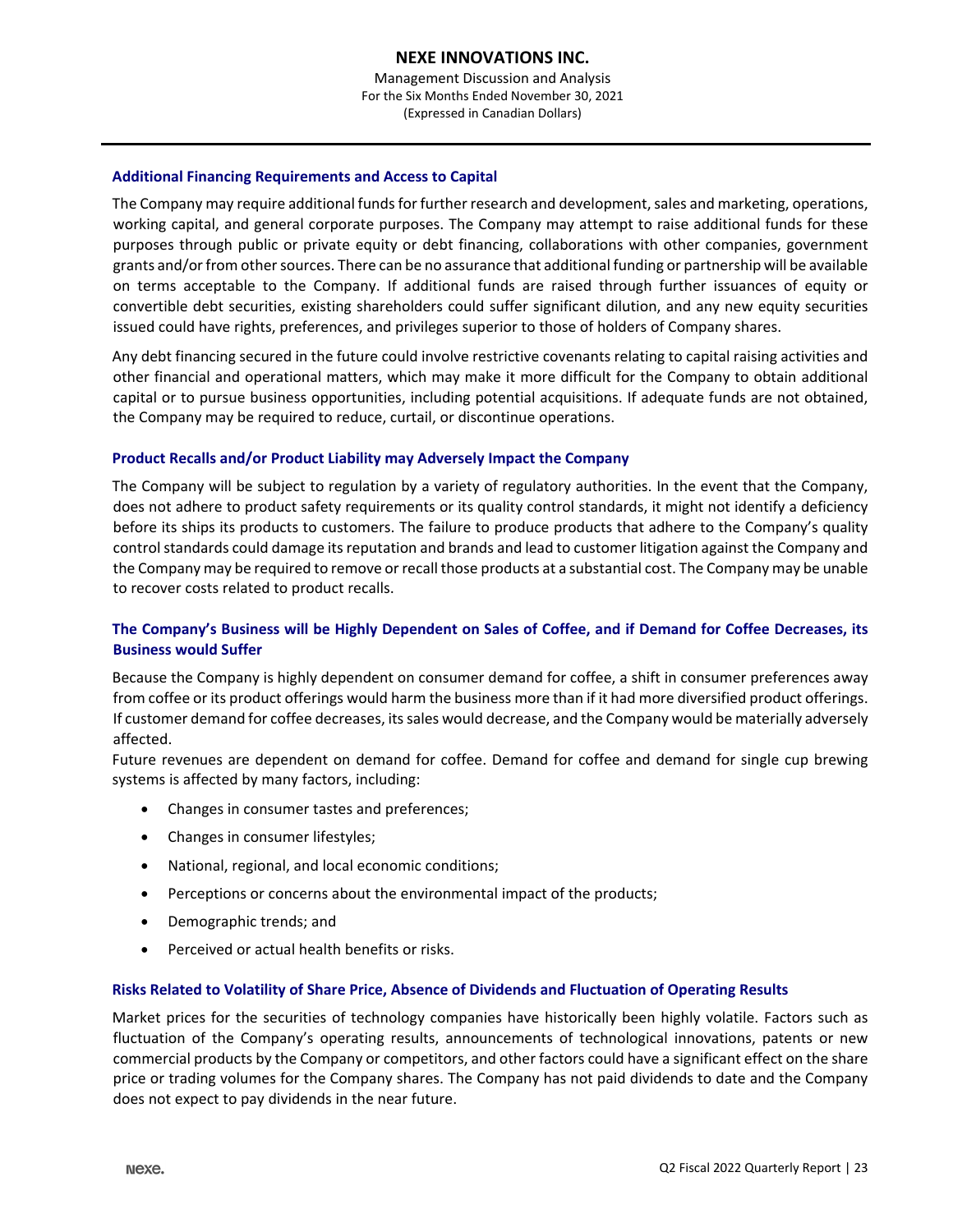### Additional Financing Requirements and Access to Capital

The Company may require additional funds for further research and development, sales and marketing, operations, working capital, and general corporate purposes. The Company may attempt to raise additional funds for these purposes through public or private equity or debt financing, collaborations with other companies, government grants and/or from other sources. There can be no assurance that additional funding or partnership will be available on terms acceptable to the Company. If additional funds are raised through further issuances of equity or convertible debt securities, existing shareholders could suffer significant dilution, and any new equity securities issued could have rights, preferences, and privileges superior to those of holders of Company shares.

Any debt financing secured in the future could involve restrictive covenants relating to capital raising activities and other financial and operational matters, which may make it more difficult for the Company to obtain additional capital or to pursue business opportunities, including potential acquisitions. If adequate funds are not obtained, the Company may be required to reduce, curtail, or discontinue operations.

### Product Recalls and/or Product Liability may Adversely Impact the Company

The Company will be subject to regulation by a variety of regulatory authorities. In the event that the Company, does not adhere to product safety requirements or its quality control standards, it might not identify a deficiency before its ships its products to customers. The failure to produce products that adhere to the Company's quality control standards could damage its reputation and brands and lead to customer litigation against the Company and the Company may be required to remove or recall those products at a substantial cost. The Company may be unable to recover costs related to product recalls.

### The Company's Business will be Highly Dependent on Sales of Coffee, and if Demand for Coffee Decreases, its Business would Suffer

Because the Company is highly dependent on consumer demand for coffee, a shift in consumer preferences away from coffee or its product offerings would harm the business more than if it had more diversified product offerings. If customer demand for coffee decreases, its sales would decrease, and the Company would be materially adversely affected.

Future revenues are dependent on demand for coffee. Demand for coffee and demand for single cup brewing systems is affected by many factors, including:

- Changes in consumer tastes and preferences;
- Changes in consumer lifestyles;
- National, regional, and local economic conditions;
- Perceptions or concerns about the environmental impact of the products;
- Demographic trends; and
- Perceived or actual health benefits or risks.

### Risks Related to Volatility of Share Price, Absence of Dividends and Fluctuation of Operating Results

Market prices for the securities of technology companies have historically been highly volatile. Factors such as fluctuation of the Company's operating results, announcements of technological innovations, patents or new commercial products by the Company or competitors, and other factors could have a significant effect on the share price or trading volumes for the Company shares. The Company has not paid dividends to date and the Company does not expect to pay dividends in the near future.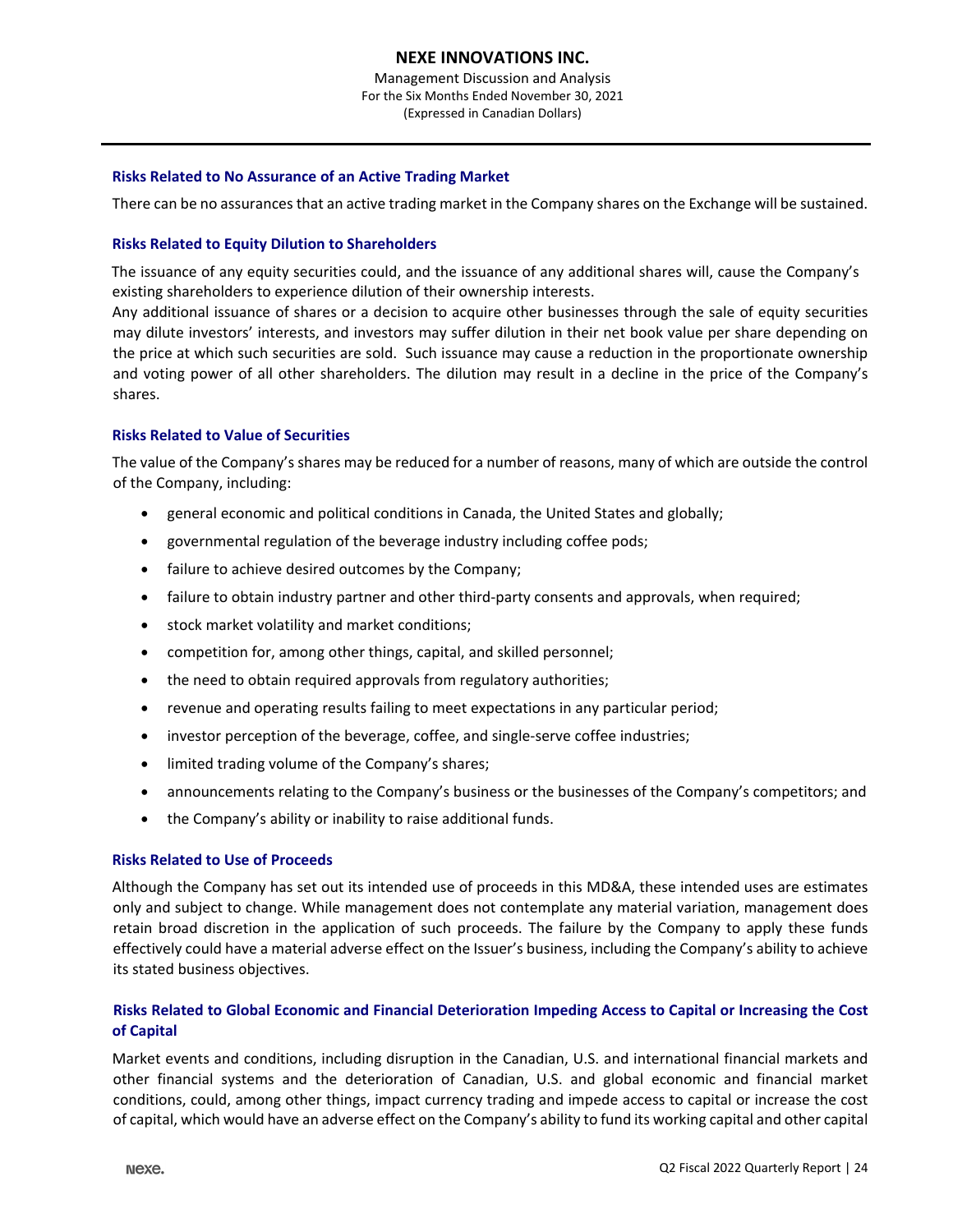### Risks Related to No Assurance of an Active Trading Market

There can be no assurances that an active trading market in the Company shares on the Exchange will be sustained.

### Risks Related to Equity Dilution to Shareholders

The issuance of any equity securities could, and the issuance of any additional shares will, cause the Company's existing shareholders to experience dilution of their ownership interests.

Any additional issuance of shares or a decision to acquire other businesses through the sale of equity securities may dilute investors' interests, and investors may suffer dilution in their net book value per share depending on the price at which such securities are sold. Such issuance may cause a reduction in the proportionate ownership and voting power of all other shareholders. The dilution may result in a decline in the price of the Company's shares.

### Risks Related to Value of Securities

The value of the Company's shares may be reduced for a number of reasons, many of which are outside the control of the Company, including:

- general economic and political conditions in Canada, the United States and globally;
- governmental regulation of the beverage industry including coffee pods;
- failure to achieve desired outcomes by the Company;
- failure to obtain industry partner and other third-party consents and approvals, when required;
- stock market volatility and market conditions;
- competition for, among other things, capital, and skilled personnel;
- the need to obtain required approvals from regulatory authorities;
- revenue and operating results failing to meet expectations in any particular period;
- investor perception of the beverage, coffee, and single-serve coffee industries;
- limited trading volume of the Company's shares;
- announcements relating to the Company's business or the businesses of the Company's competitors; and
- the Company's ability or inability to raise additional funds.

### Risks Related to Use of Proceeds

Although the Company has set out its intended use of proceeds in this MD&A, these intended uses are estimates only and subject to change. While management does not contemplate any material variation, management does retain broad discretion in the application of such proceeds. The failure by the Company to apply these funds effectively could have a material adverse effect on the Issuer's business, including the Company's ability to achieve its stated business objectives.

### Risks Related to Global Economic and Financial Deterioration Impeding Access to Capital or Increasing the Cost of Capital

Market events and conditions, including disruption in the Canadian, U.S. and international financial markets and other financial systems and the deterioration of Canadian, U.S. and global economic and financial market conditions, could, among other things, impact currency trading and impede access to capital or increase the cost of capital, which would have an adverse effect on the Company's ability to fund its working capital and other capital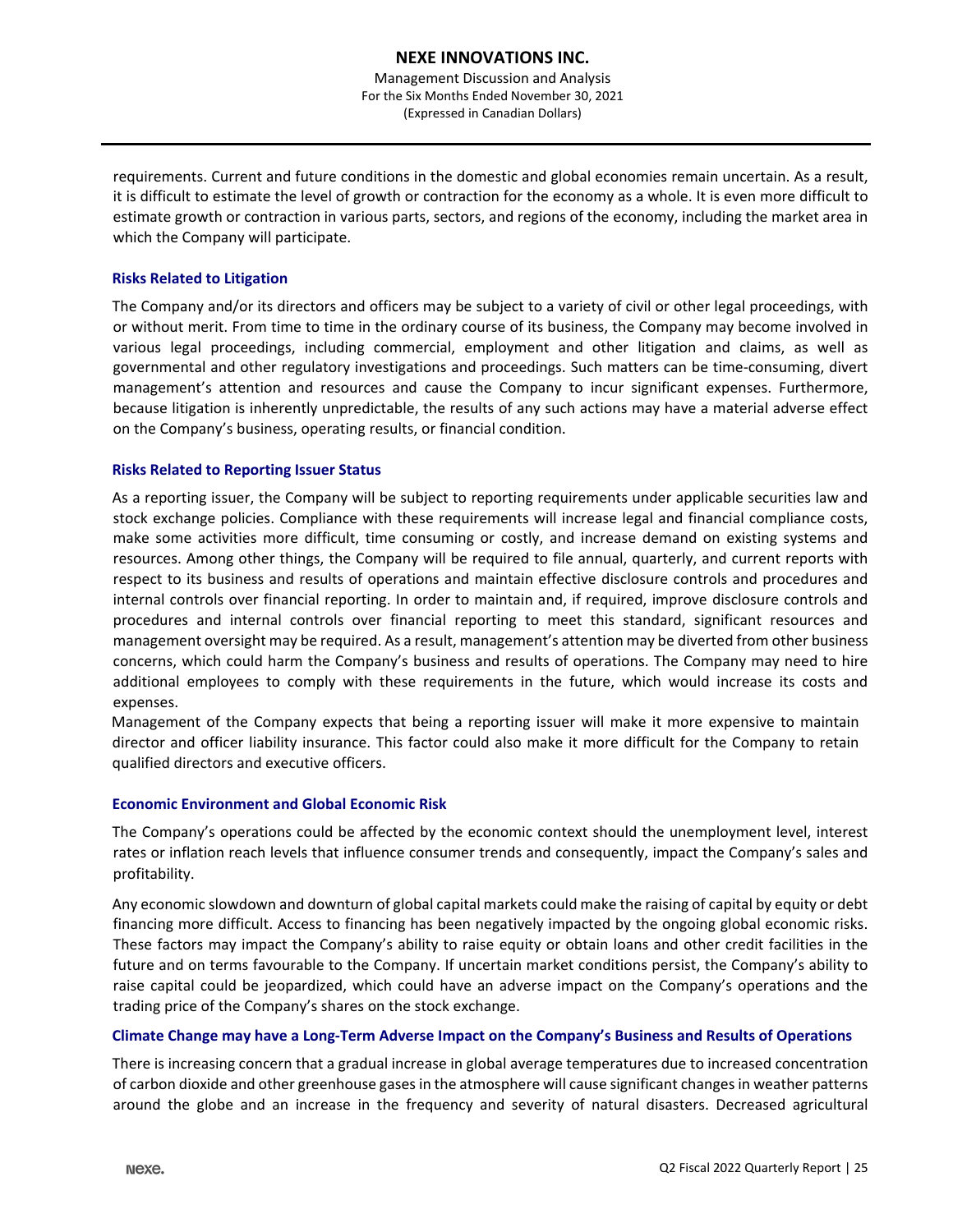requirements. Current and future conditions in the domestic and global economies remain uncertain. As a result, it is difficult to estimate the level of growth or contraction for the economy as a whole. It is even more difficult to estimate growth or contraction in various parts, sectors, and regions of the economy, including the market area in which the Company will participate.

### Risks Related to Litigation

The Company and/or its directors and officers may be subject to a variety of civil or other legal proceedings, with or without merit. From time to time in the ordinary course of its business, the Company may become involved in various legal proceedings, including commercial, employment and other litigation and claims, as well as governmental and other regulatory investigations and proceedings. Such matters can be time-consuming, divert management's attention and resources and cause the Company to incur significant expenses. Furthermore, because litigation is inherently unpredictable, the results of any such actions may have a material adverse effect on the Company's business, operating results, or financial condition.

### Risks Related to Reporting Issuer Status

As a reporting issuer, the Company will be subject to reporting requirements under applicable securities law and stock exchange policies. Compliance with these requirements will increase legal and financial compliance costs, make some activities more difficult, time consuming or costly, and increase demand on existing systems and resources. Among other things, the Company will be required to file annual, quarterly, and current reports with respect to its business and results of operations and maintain effective disclosure controls and procedures and internal controls over financial reporting. In order to maintain and, if required, improve disclosure controls and procedures and internal controls over financial reporting to meet this standard, significant resources and management oversight may be required. As a result, management's attention may be diverted from other business concerns, which could harm the Company's business and results of operations. The Company may need to hire additional employees to comply with these requirements in the future, which would increase its costs and expenses.

Management of the Company expects that being a reporting issuer will make it more expensive to maintain director and officer liability insurance. This factor could also make it more difficult for the Company to retain qualified directors and executive officers.

### Economic Environment and Global Economic Risk

The Company's operations could be affected by the economic context should the unemployment level, interest rates or inflation reach levels that influence consumer trends and consequently, impact the Company's sales and profitability.

Any economic slowdown and downturn of global capital markets could make the raising of capital by equity or debt financing more difficult. Access to financing has been negatively impacted by the ongoing global economic risks. These factors may impact the Company's ability to raise equity or obtain loans and other credit facilities in the future and on terms favourable to the Company. If uncertain market conditions persist, the Company's ability to raise capital could be jeopardized, which could have an adverse impact on the Company's operations and the trading price of the Company's shares on the stock exchange.

### Climate Change may have a Long-Term Adverse Impact on the Company's Business and Results of Operations

There is increasing concern that a gradual increase in global average temperatures due to increased concentration of carbon dioxide and other greenhouse gases in the atmosphere will cause significant changes in weather patterns around the globe and an increase in the frequency and severity of natural disasters. Decreased agricultural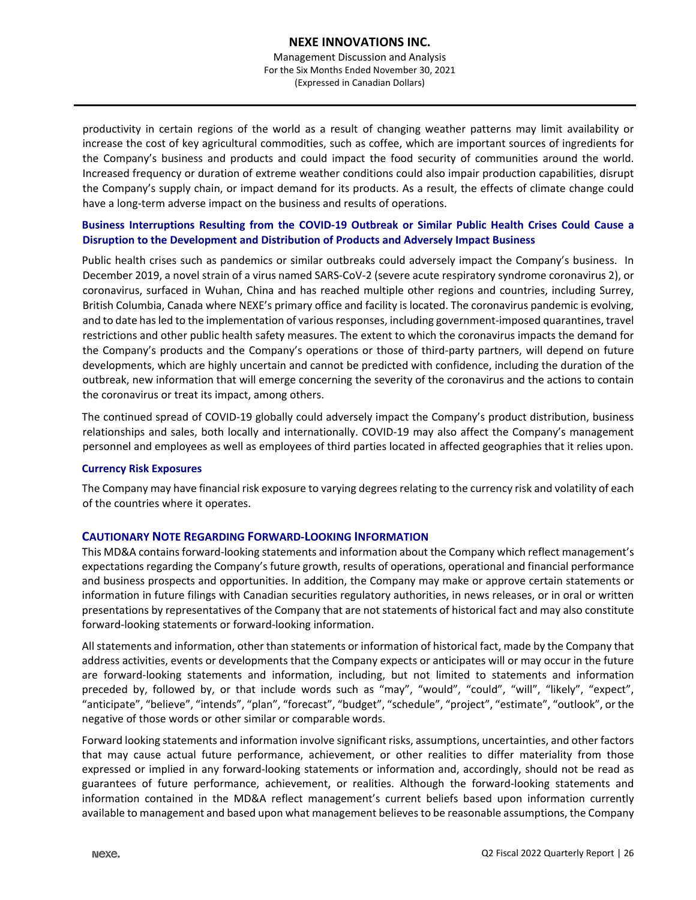productivity in certain regions of the world as a result of changing weather patterns may limit availability or increase the cost of key agricultural commodities, such as coffee, which are important sources of ingredients for the Company's business and products and could impact the food security of communities around the world. Increased frequency or duration of extreme weather conditions could also impair production capabilities, disrupt the Company's supply chain, or impact demand for its products. As a result, the effects of climate change could have a long-term adverse impact on the business and results of operations.

### Business Interruptions Resulting from the COVID-19 Outbreak or Similar Public Health Crises Could Cause a Disruption to the Development and Distribution of Products and Adversely Impact Business

Public health crises such as pandemics or similar outbreaks could adversely impact the Company's business. In December 2019, a novel strain of a virus named SARS-CoV-2 (severe acute respiratory syndrome coronavirus 2), or coronavirus, surfaced in Wuhan, China and has reached multiple other regions and countries, including Surrey, British Columbia, Canada where NEXE's primary office and facility is located. The coronavirus pandemic is evolving, and to date has led to the implementation of various responses, including government-imposed quarantines, travel restrictions and other public health safety measures. The extent to which the coronavirus impacts the demand for the Company's products and the Company's operations or those of third-party partners, will depend on future developments, which are highly uncertain and cannot be predicted with confidence, including the duration of the outbreak, new information that will emerge concerning the severity of the coronavirus and the actions to contain the coronavirus or treat its impact, among others.

The continued spread of COVID-19 globally could adversely impact the Company's product distribution, business relationships and sales, both locally and internationally. COVID-19 may also affect the Company's management personnel and employees as well as employees of third parties located in affected geographies that it relies upon.

### Currency Risk Exposures

The Company may have financial risk exposure to varying degrees relating to the currency risk and volatility of each of the countries where it operates.

## CAUTIONARY NOTE REGARDING FORWARD-LOOKING INFORMATION

This MD&A contains forward-looking statements and information about the Company which reflect management's expectations regarding the Company's future growth, results of operations, operational and financial performance and business prospects and opportunities. In addition, the Company may make or approve certain statements or information in future filings with Canadian securities regulatory authorities, in news releases, or in oral or written presentations by representatives of the Company that are not statements of historical fact and may also constitute forward-looking statements or forward-looking information.

All statements and information, other than statements or information of historical fact, made by the Company that address activities, events or developments that the Company expects or anticipates will or may occur in the future are forward-looking statements and information, including, but not limited to statements and information preceded by, followed by, or that include words such as "may", "would", "could", "will", "likely", "expect", "anticipate", "believe", "intends", "plan", "forecast", "budget", "schedule", "project", "estimate", "outlook", or the negative of those words or other similar or comparable words.

Forward looking statements and information involve significant risks, assumptions, uncertainties, and other factors that may cause actual future performance, achievement, or other realities to differ materiality from those expressed or implied in any forward-looking statements or information and, accordingly, should not be read as guarantees of future performance, achievement, or realities. Although the forward-looking statements and information contained in the MD&A reflect management's current beliefs based upon information currently available to management and based upon what management believes to be reasonable assumptions, the Company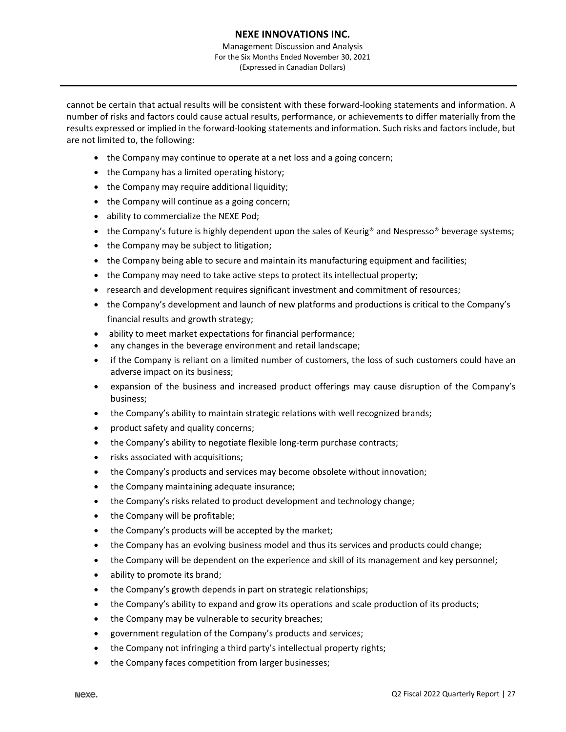cannot be certain that actual results will be consistent with these forward-looking statements and information. A number of risks and factors could cause actual results, performance, or achievements to differ materially from the results expressed or implied in the forward-looking statements and information. Such risks and factors include, but are not limited to, the following:

- the Company may continue to operate at a net loss and a going concern;
- the Company has a limited operating history;
- the Company may require additional liquidity;
- the Company will continue as a going concern;
- ability to commercialize the NEXE Pod;
- the Company's future is highly dependent upon the sales of Keurig® and Nespresso® beverage systems;
- the Company may be subject to litigation;
- the Company being able to secure and maintain its manufacturing equipment and facilities;
- the Company may need to take active steps to protect its intellectual property;
- research and development requires significant investment and commitment of resources;
- the Company's development and launch of new platforms and productions is critical to the Company's financial results and growth strategy;
- ability to meet market expectations for financial performance;
- any changes in the beverage environment and retail landscape;
- if the Company is reliant on a limited number of customers, the loss of such customers could have an adverse impact on its business;
- expansion of the business and increased product offerings may cause disruption of the Company's business;
- the Company's ability to maintain strategic relations with well recognized brands;
- product safety and quality concerns;
- the Company's ability to negotiate flexible long-term purchase contracts;
- risks associated with acquisitions;
- the Company's products and services may become obsolete without innovation;
- the Company maintaining adequate insurance;
- the Company's risks related to product development and technology change;
- the Company will be profitable;
- the Company's products will be accepted by the market;
- the Company has an evolving business model and thus its services and products could change;
- the Company will be dependent on the experience and skill of its management and key personnel;
- ability to promote its brand;
- the Company's growth depends in part on strategic relationships;
- the Company's ability to expand and grow its operations and scale production of its products;
- the Company may be vulnerable to security breaches;
- government regulation of the Company's products and services;
- the Company not infringing a third party's intellectual property rights;
- the Company faces competition from larger businesses;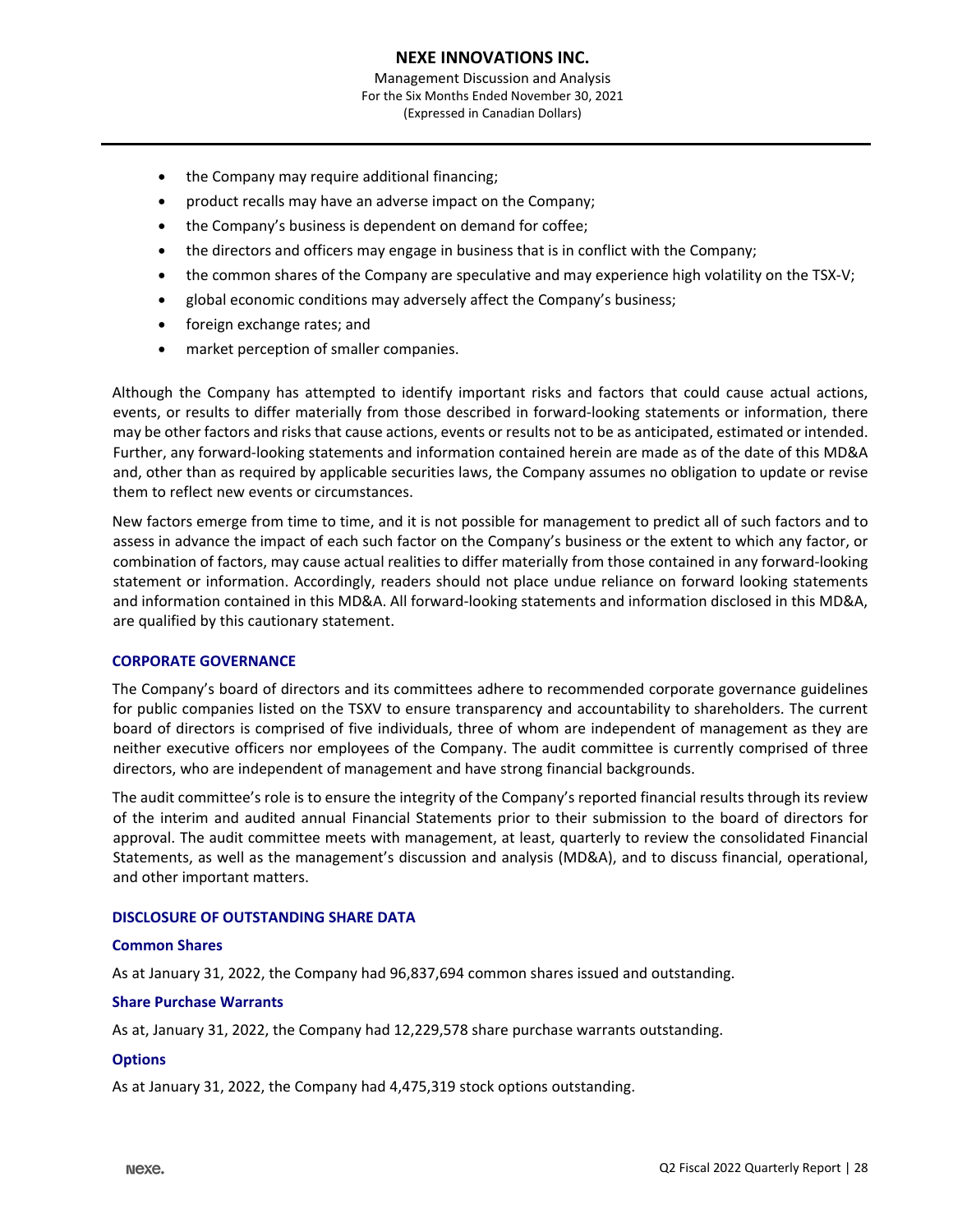- the Company may require additional financing;
- product recalls may have an adverse impact on the Company;
- the Company's business is dependent on demand for coffee;
- the directors and officers may engage in business that is in conflict with the Company;
- the common shares of the Company are speculative and may experience high volatility on the TSX-V;
- global economic conditions may adversely affect the Company's business;
- foreign exchange rates; and
- market perception of smaller companies.

Although the Company has attempted to identify important risks and factors that could cause actual actions, events, or results to differ materially from those described in forward-looking statements or information, there may be other factors and risks that cause actions, events or results not to be as anticipated, estimated or intended. Further, any forward-looking statements and information contained herein are made as of the date of this MD&A and, other than as required by applicable securities laws, the Company assumes no obligation to update or revise them to reflect new events or circumstances.

New factors emerge from time to time, and it is not possible for management to predict all of such factors and to assess in advance the impact of each such factor on the Company's business or the extent to which any factor, or combination of factors, may cause actual realities to differ materially from those contained in any forward-looking statement or information. Accordingly, readers should not place undue reliance on forward looking statements and information contained in this MD&A. All forward-looking statements and information disclosed in this MD&A, are qualified by this cautionary statement.

## CORPORATE GOVERNANCE

The Company's board of directors and its committees adhere to recommended corporate governance guidelines for public companies listed on the TSXV to ensure transparency and accountability to shareholders. The current board of directors is comprised of five individuals, three of whom are independent of management as they are neither executive officers nor employees of the Company. The audit committee is currently comprised of three directors, who are independent of management and have strong financial backgrounds.

The audit committee's role is to ensure the integrity of the Company's reported financial results through its review of the interim and audited annual Financial Statements prior to their submission to the board of directors for approval. The audit committee meets with management, at least, quarterly to review the consolidated Financial Statements, as well as the management's discussion and analysis (MD&A), and to discuss financial, operational, and other important matters.

## DISCLOSURE OF OUTSTANDING SHARE DATA

### Common Shares

As at January 31, 2022, the Company had 96,837,694 common shares issued and outstanding.

### Share Purchase Warrants

As at, January 31, 2022, the Company had 12,229,578 share purchase warrants outstanding.

### Options

As at January 31, 2022, the Company had 4,475,319 stock options outstanding.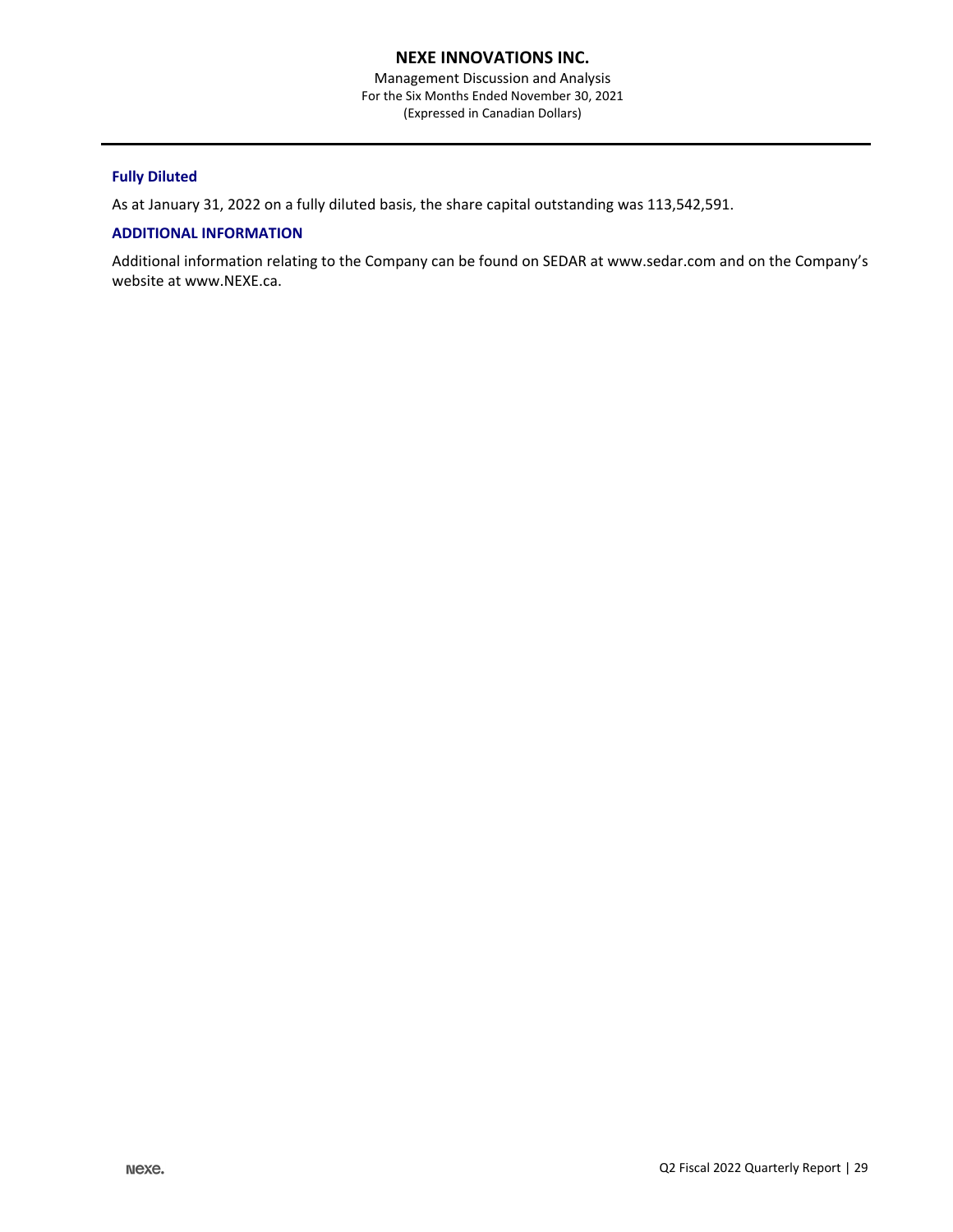### Fully Diluted

As at January 31, 2022 on a fully diluted basis, the share capital outstanding was 113,542,591.

### ADDITIONAL INFORMATION

Additional information relating to the Company can be found on SEDAR at www.sedar.com and on the Company's website at www.NEXE.ca.